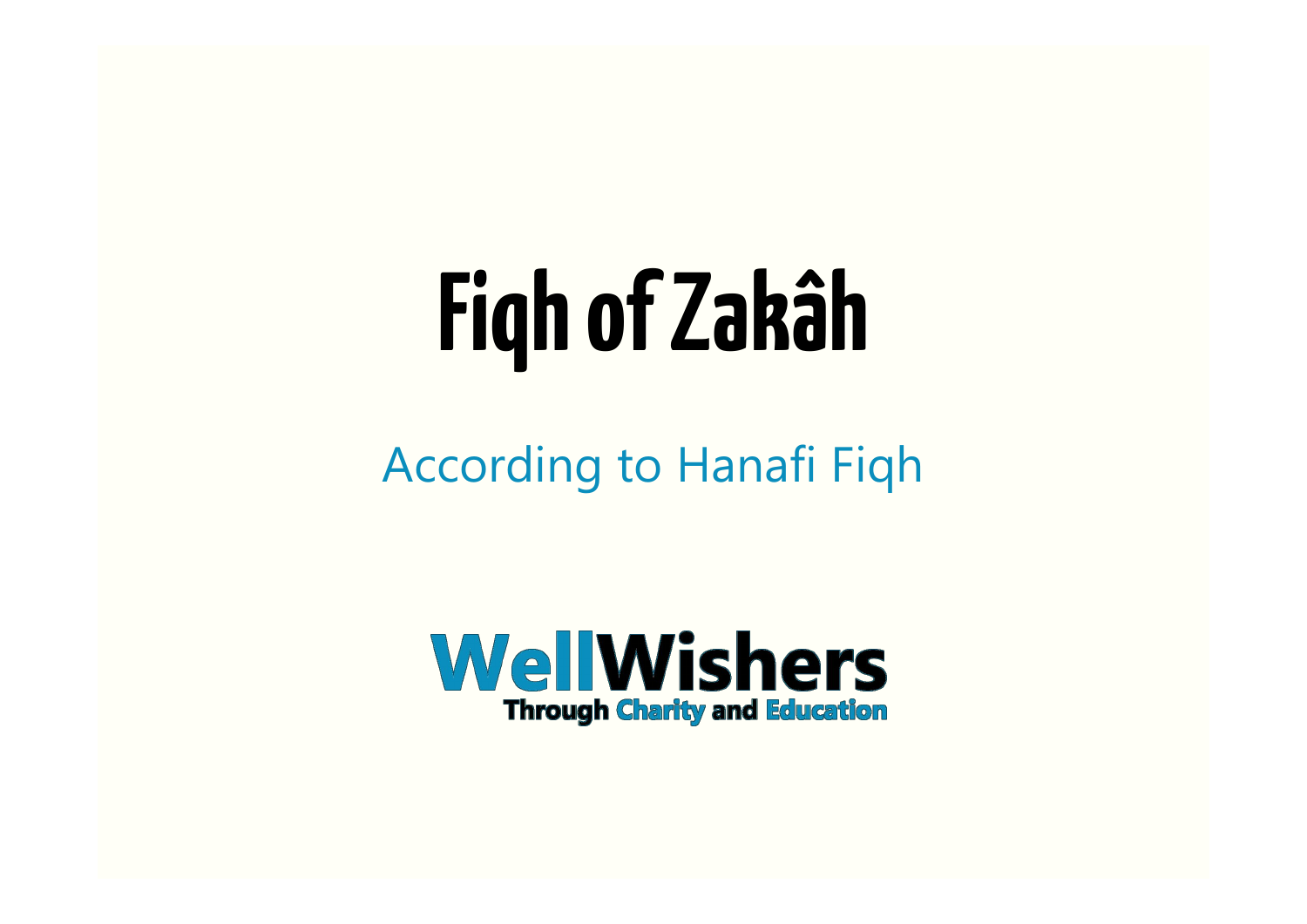# Fiqh of Zakâh

According to Hanafi Fiqh

**WellWishers**

**Through Charity and Education**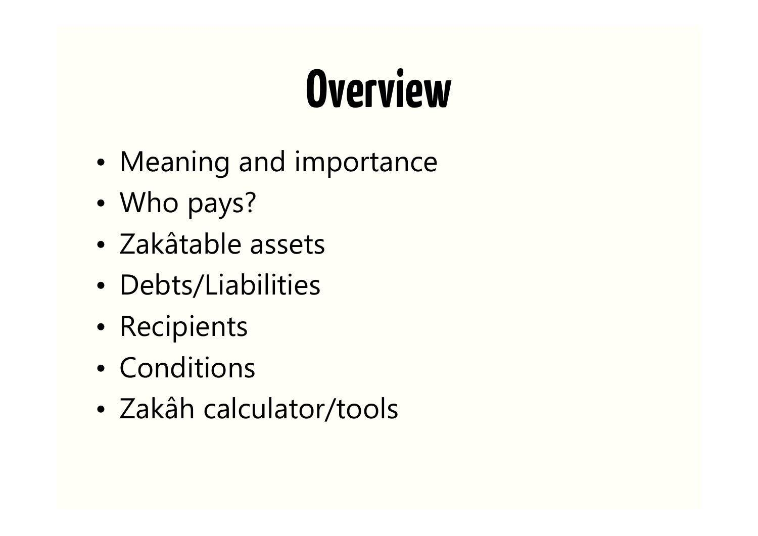# Overview

- Meaning and importance
- Who pays?
- Zakâtable assets
- Debts/Liabilities
- Recipients
- Conditions
- Zakâh calculator/tools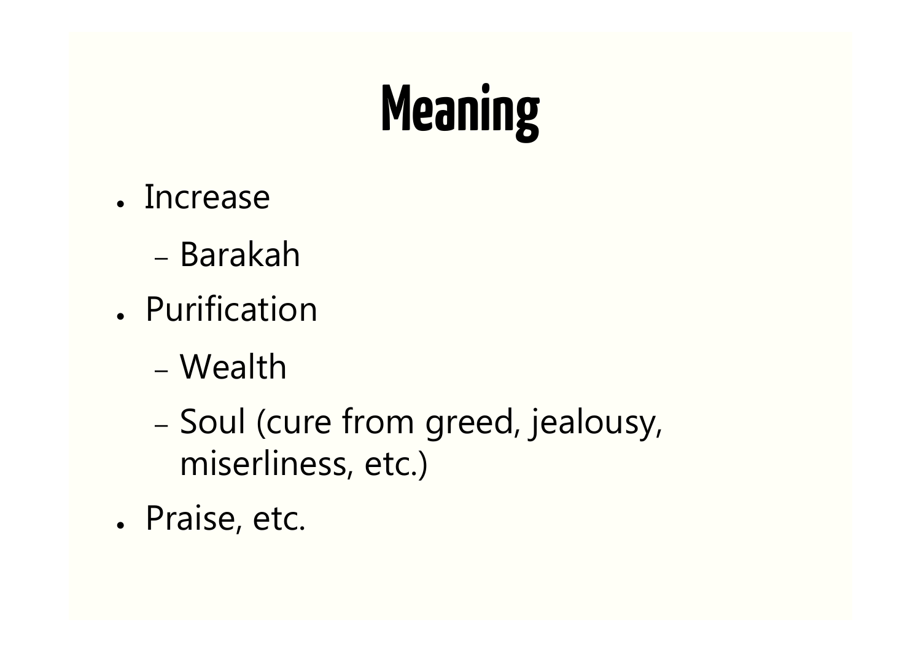# Meaning

- Increase
  - Barakah
- Purification
  - Wealth
  - Soul (cure from greed, jealousy, miserliness, etc.)
- Praise, etc.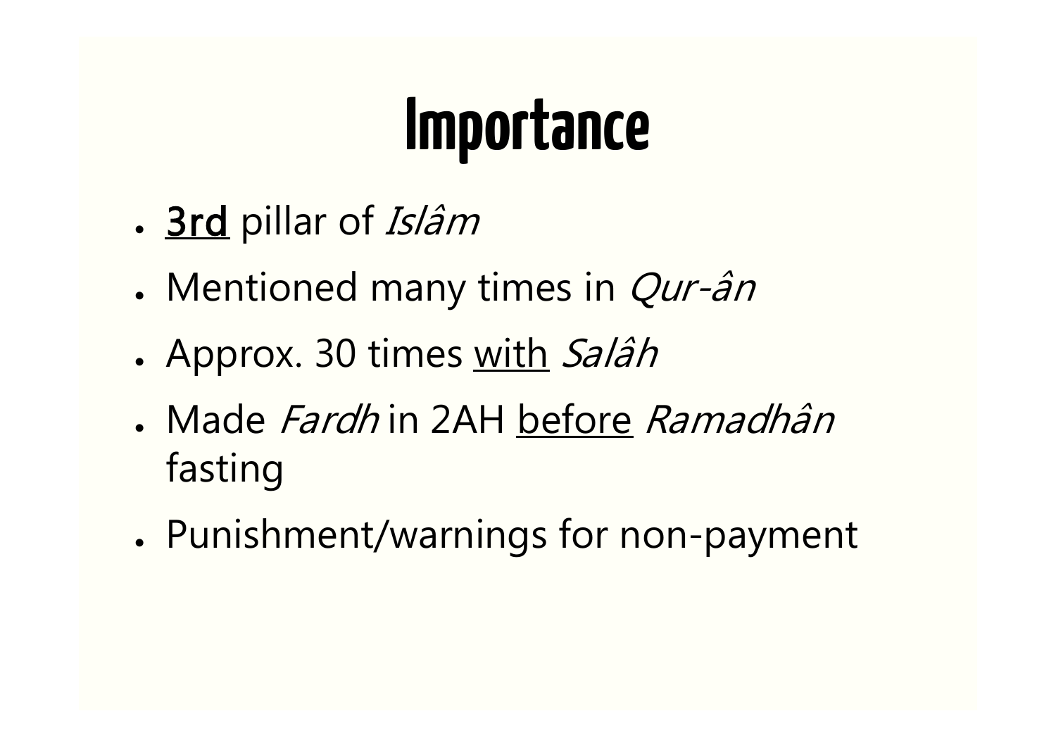# Importance

- **<u>3rd</u>** pillar of *Islâm*
- Mentioned many times in *Qur-ân*
- Approx. 30 times <u>with</u> *Salâh*
- Made *Fardh* in 2AH <u>before</u> *Ramadhân* fasting
- Punishment/warnings for non-payment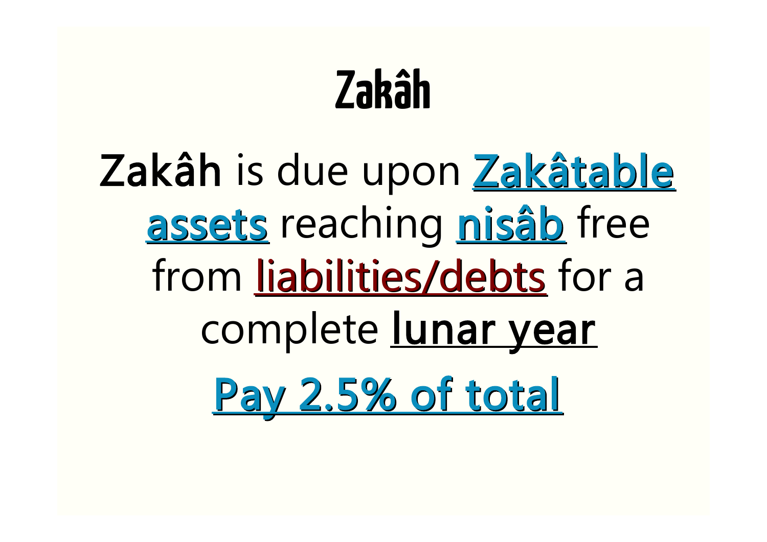# Zakâh

**Zakâh** is due upon **Zakâtable assets** reaching **nisâb** free from liabilities/debts for a complete **lunar year**

Pay 2.5% of total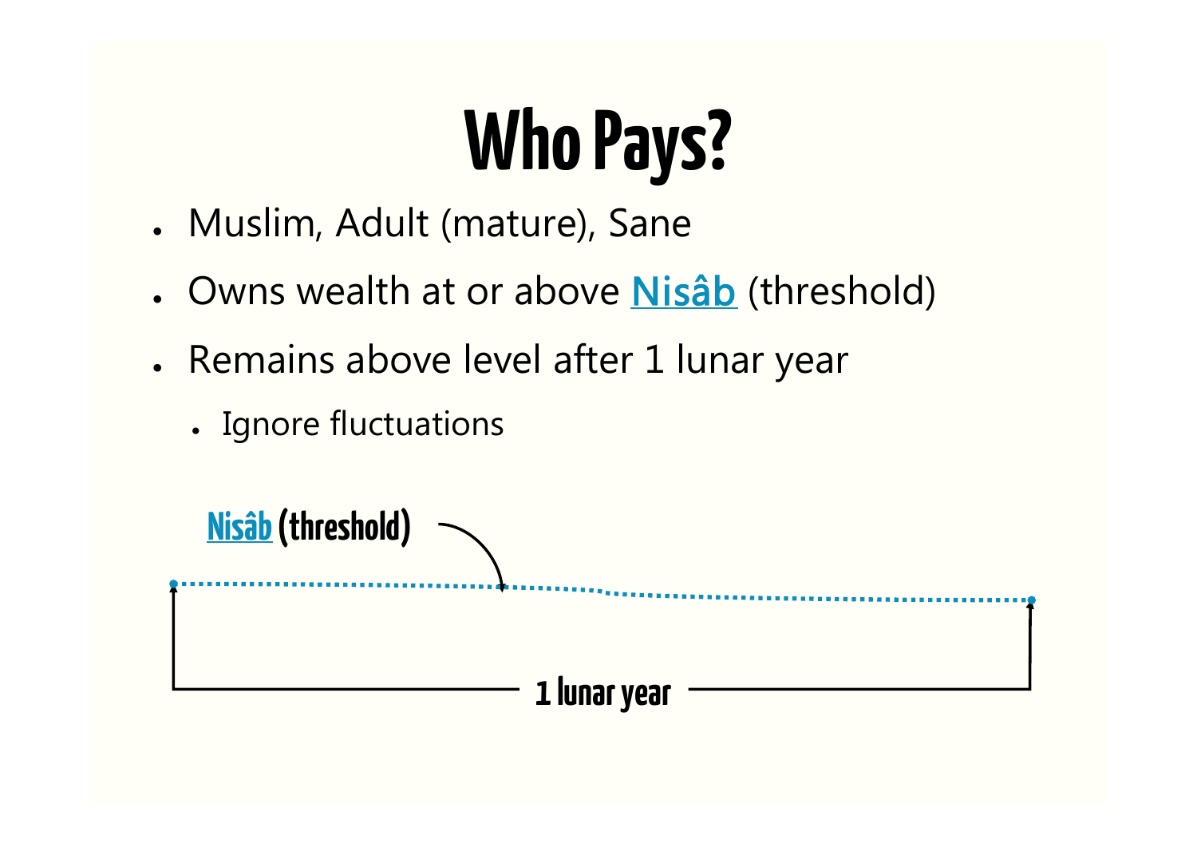# Who Pays?

- Muslim, Adult (mature), Sane
- Owns wealth at or above **Nisâb** (threshold)
- Remains above level after 1 lunar year
  - Ignore fluctuations

Nisâb (threshold)

1 lunar year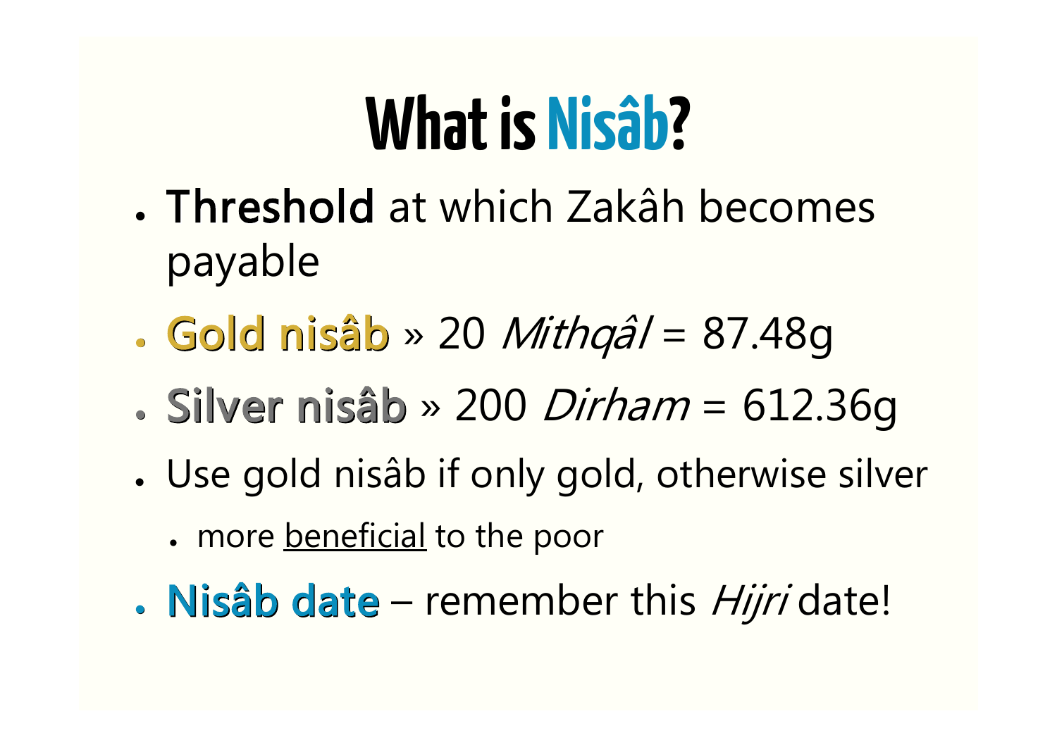# What is Nisâb?

- **Threshold** at which Zakâh becomes payable
- **Gold nisâb** » 20 *Mithqâl* = 87.48g
- **Silver nisâb** » 200 *Dirham* = 612.36g
- Use gold nisâb if only gold, otherwise silver
  - more beneficial to the poor
- **Nisâb date** – remember this *Hijri* date!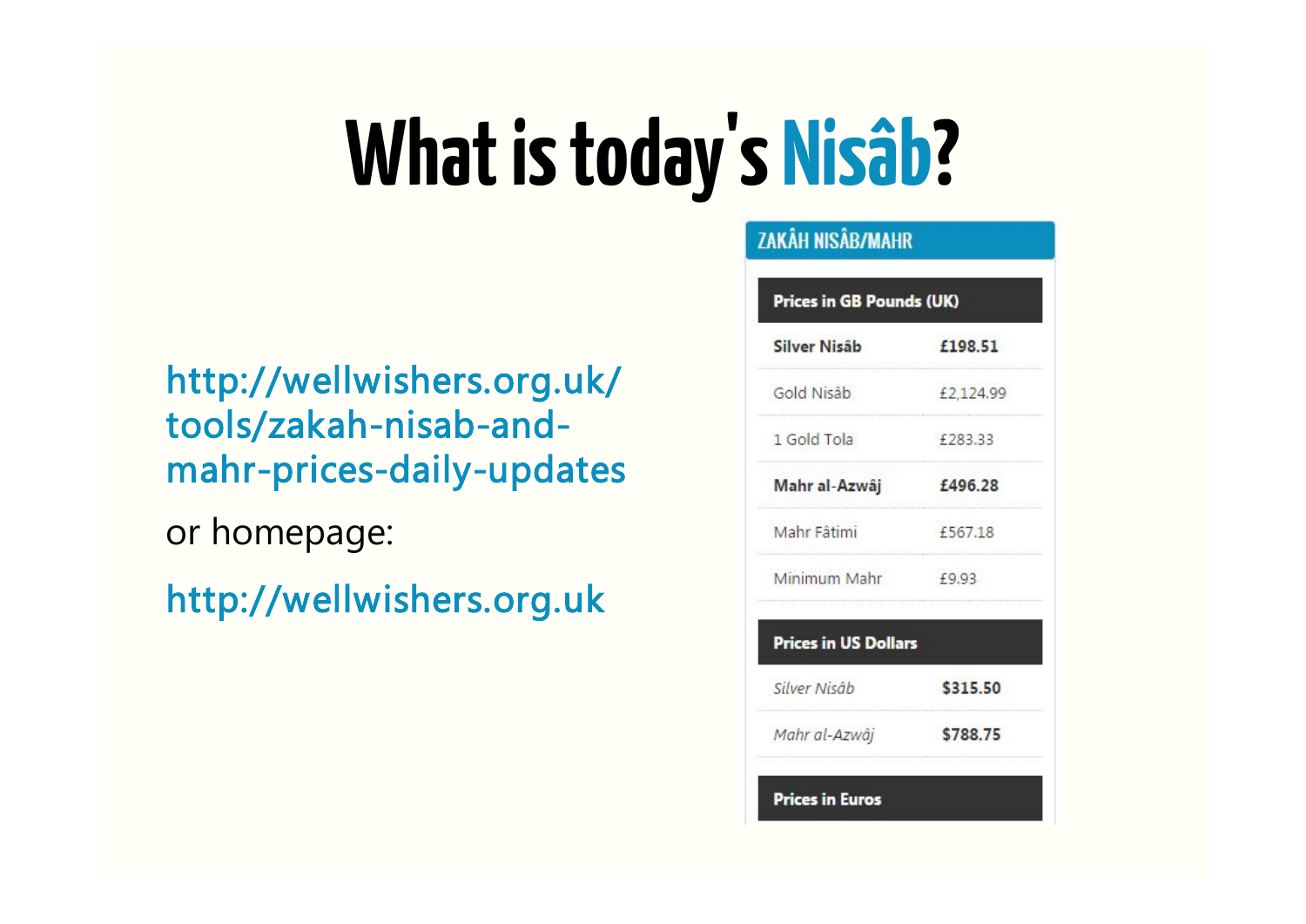# What is today's Nisâb?

http://wellwishers.org.uk/tools/zakah-nisab-and-mahr-prices-daily-updates

or homepage:

http://wellwishers.org.uk

**ZAKÂH NISÂB/MAHR**

| Prices in GB Pounds (UK) | |
|---|---|
| **Silver Nisâb** | **£198.51** |
| Gold Nisâb | £2,124.99 |
| 1 Gold Tola | £283.33 |
| **Mahr al-Azwâj** | **£496.28** |
| Mahr Fâtimi | £567.18 |
| Minimum Mahr | £9.93 |

| Prices in US Dollars | |
|---|---|
| *Silver Nisâb* | **$315.50** |
| *Mahr al-Azwâj* | **$788.75** |

**Prices in Euros**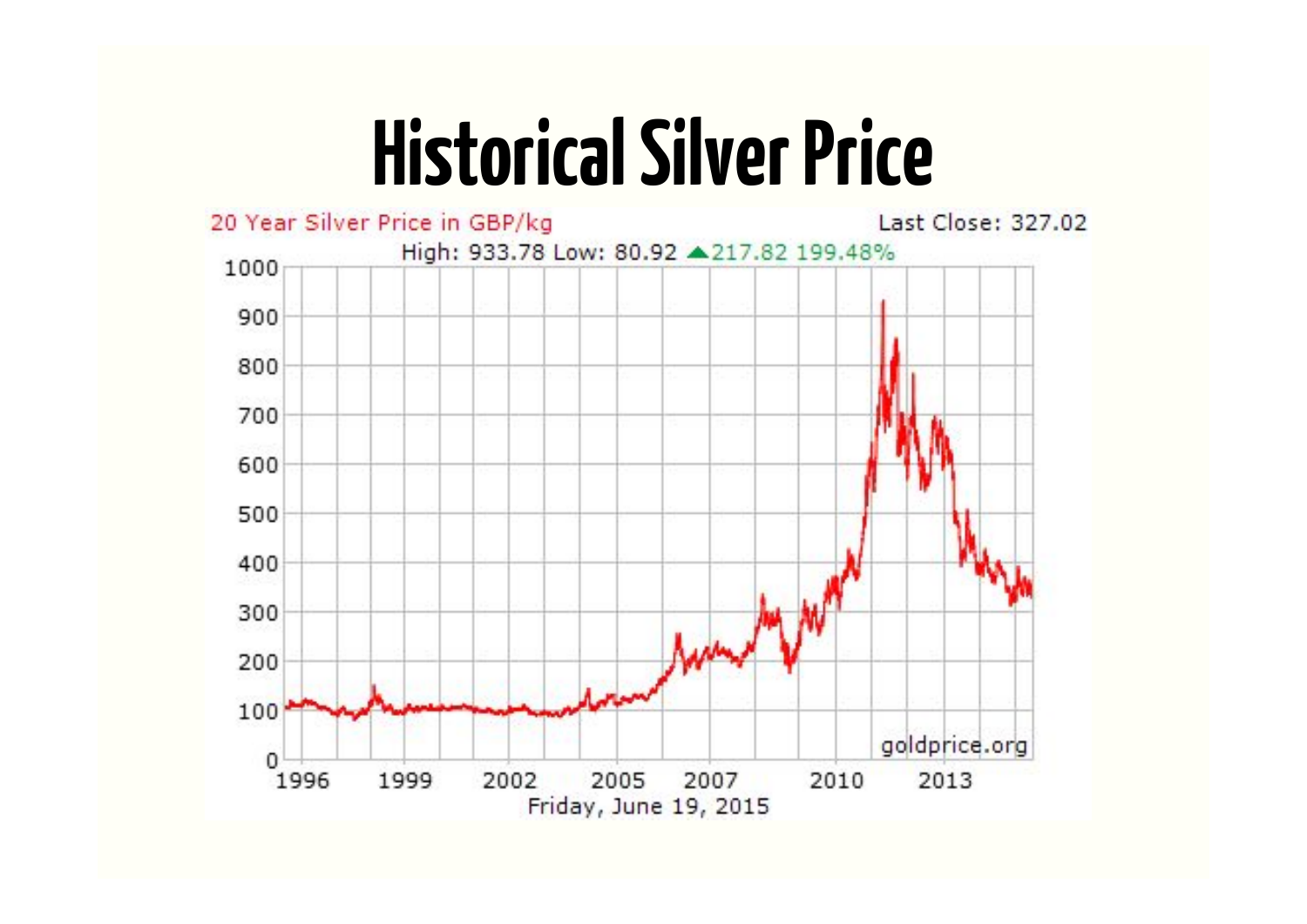# Historical Silver Price

20 Year Silver Price in GBP/kg

Last Close: 327.02

High: 933.78 Low: 80.92 ▲217.82 199.48%

goldprice.org

Friday, June 19, 2015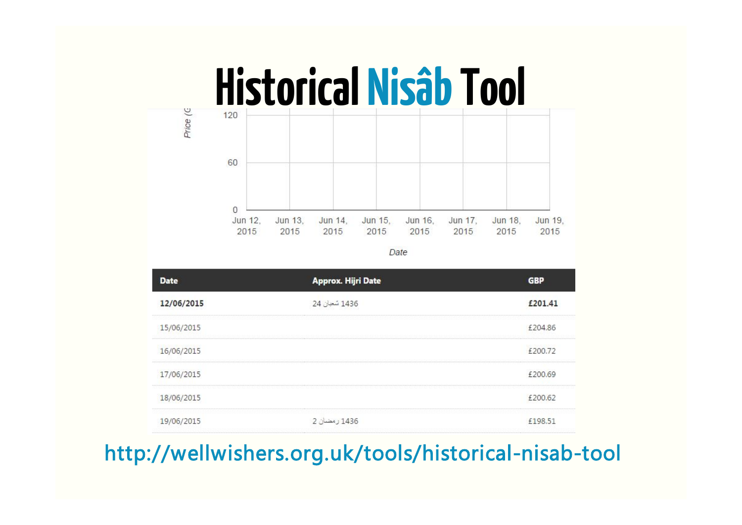# Historical Nisâb Tool

| Date | Approx. Hijri Date | GBP |
|---|---|---|
| **12/06/2015** | 24 شعبان 1436 | **£201.41** |
| 15/06/2015 | | £204.86 |
| 16/06/2015 | | £200.72 |
| 17/06/2015 | | £200.69 |
| 18/06/2015 | | £200.62 |
| 19/06/2015 | 2 رمضان 1436 | £198.51 |

http://wellwishers.org.uk/tools/historical-nisab-tool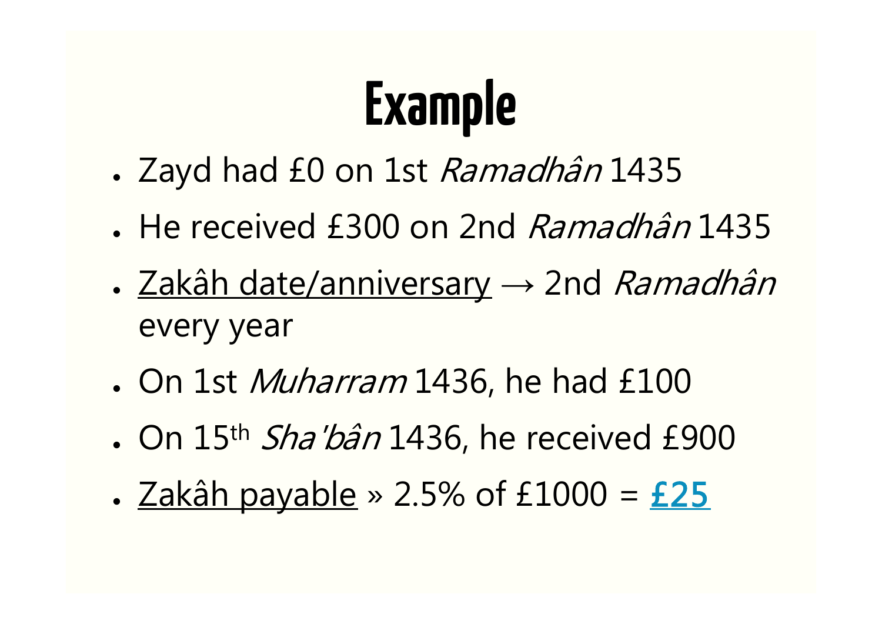# Example

- Zayd had £0 on 1st *Ramadhân* 1435
- He received £300 on 2nd *Ramadhân* 1435
- Zakâh date/anniversary → 2nd *Ramadhân* every year
- On 1st *Muharram* 1436, he had £100
- On 15th *Sha'bân* 1436, he received £900
- Zakâh payable » 2.5% of £1000 = **£25**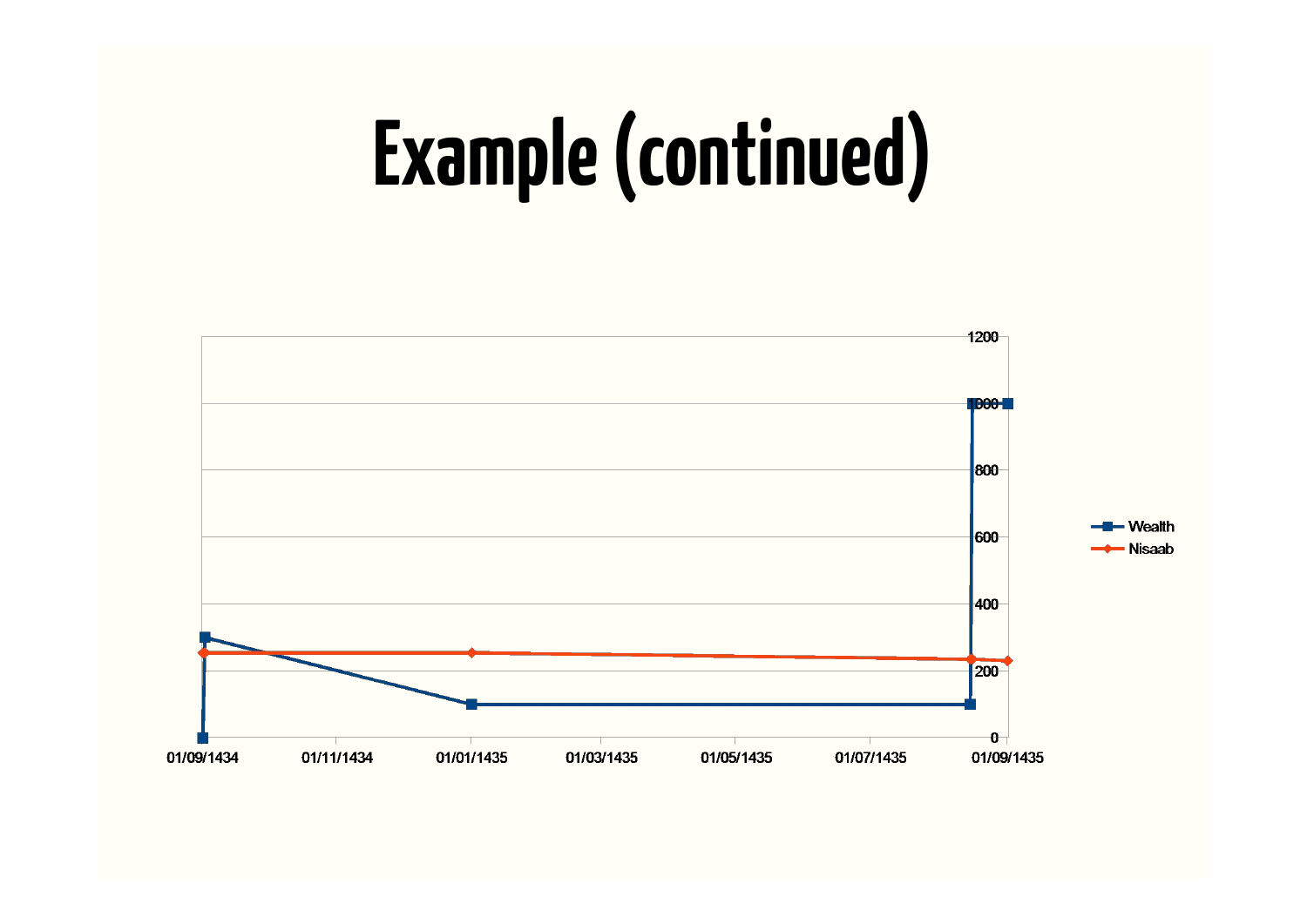# Example (continued)

Wealth

Nisaab

1200

1000

800

600

400

200

0

01/09/1434 01/11/1434 01/01/1435 01/03/1435 01/05/1435 01/07/1435 01/09/1435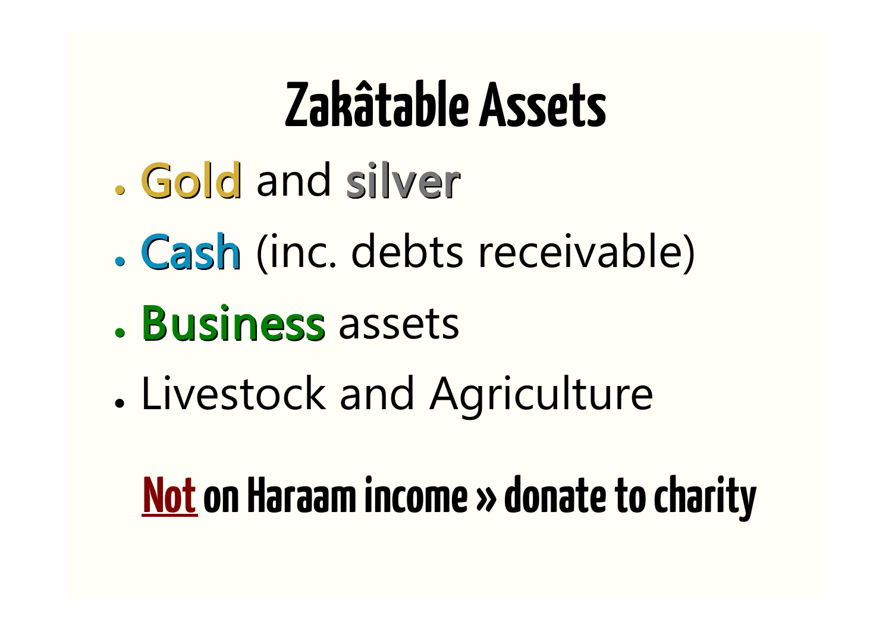# Zakâtable Assets

- **Gold** and **silver**
- **Cash** (inc. debts receivable)
- **Business** assets
- Livestock and Agriculture

**Not on Haraam income » donate to charity**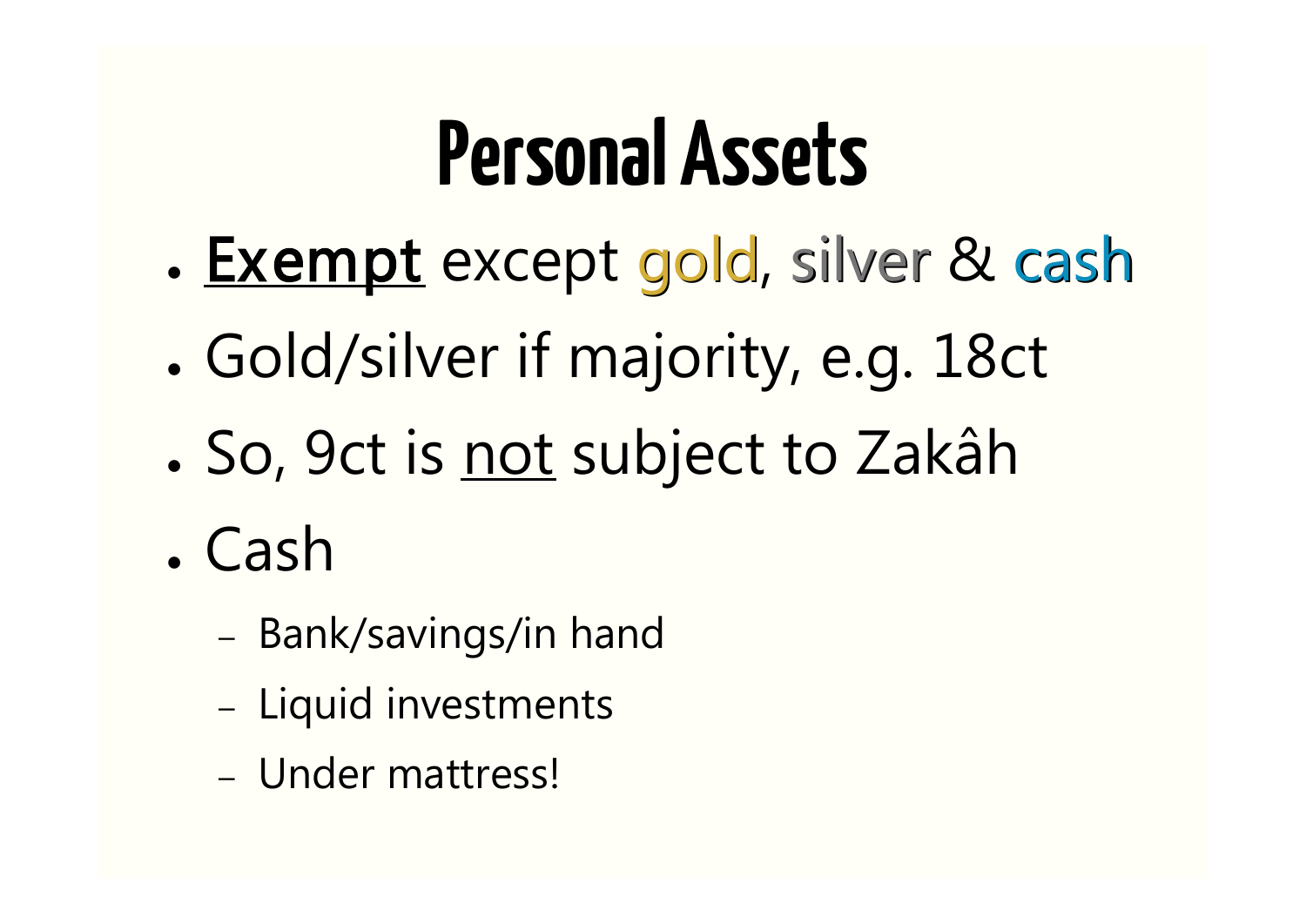# Personal Assets

- **Exempt** except gold, silver & cash
- Gold/silver if majority, e.g. 18ct
- So, 9ct is not subject to Zakâh
- Cash
  - Bank/savings/in hand
  - Liquid investments
  - Under mattress!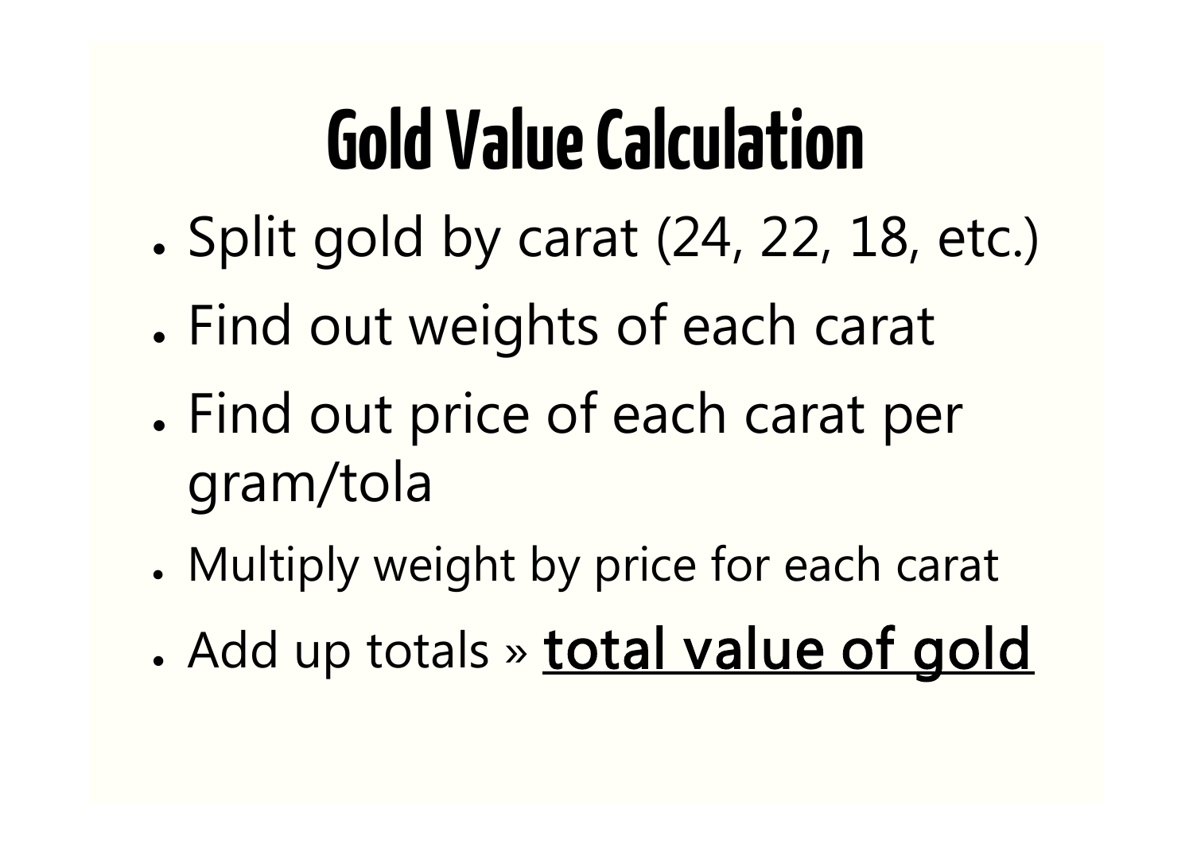# Gold Value Calculation

- Split gold by carat (24, 22, 18, etc.)
- Find out weights of each carat
- Find out price of each carat per gram/tola
- Multiply weight by price for each carat
- Add up totals » **total value of gold**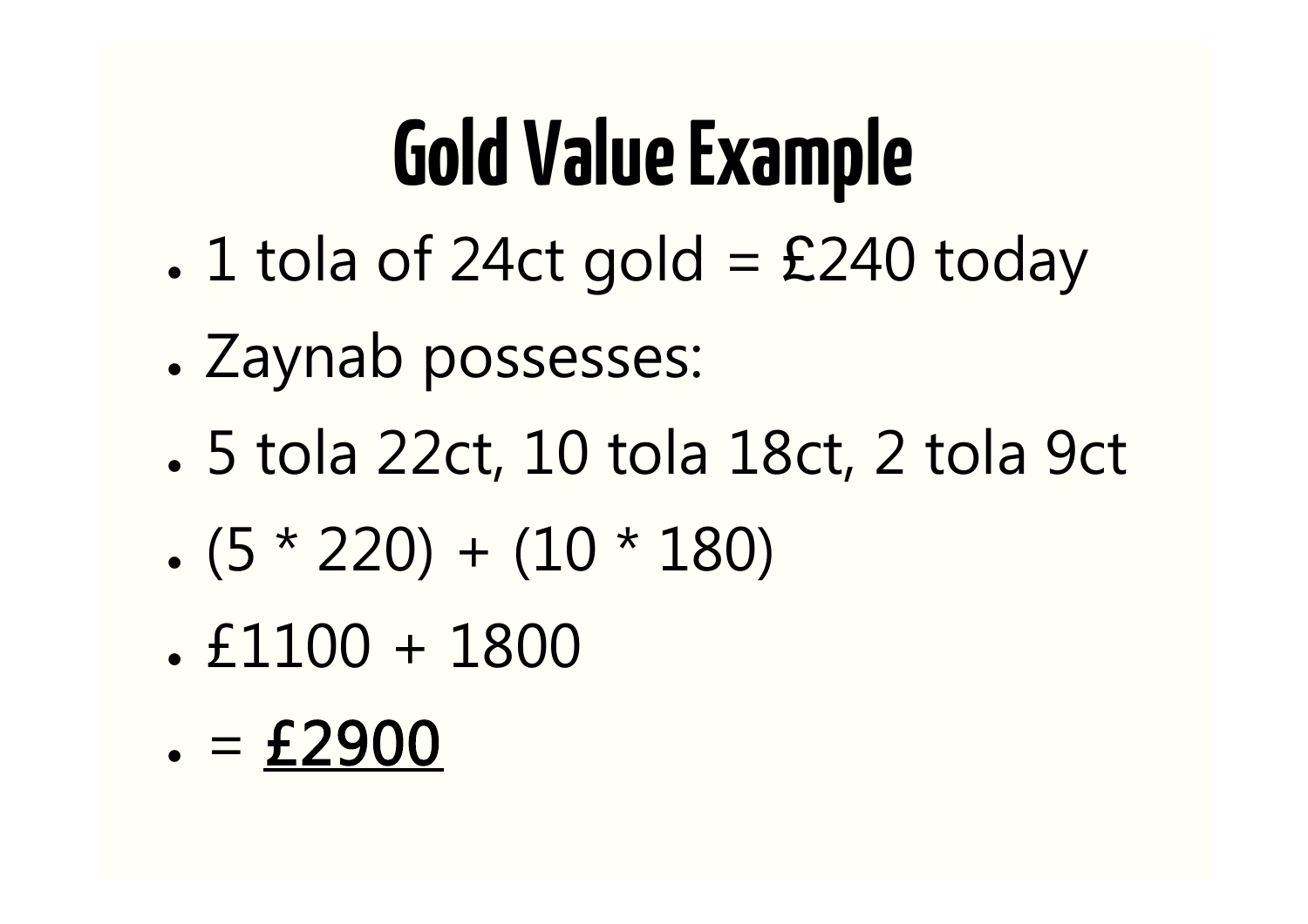# Gold Value Example

- 1 tola of 24ct gold = £240 today
- Zaynab possesses:
- 5 tola 22ct, 10 tola 18ct, 2 tola 9ct
- (5 * 220) + (10 * 180)
- £1100 + 1800
- = **<u>£2900</u>**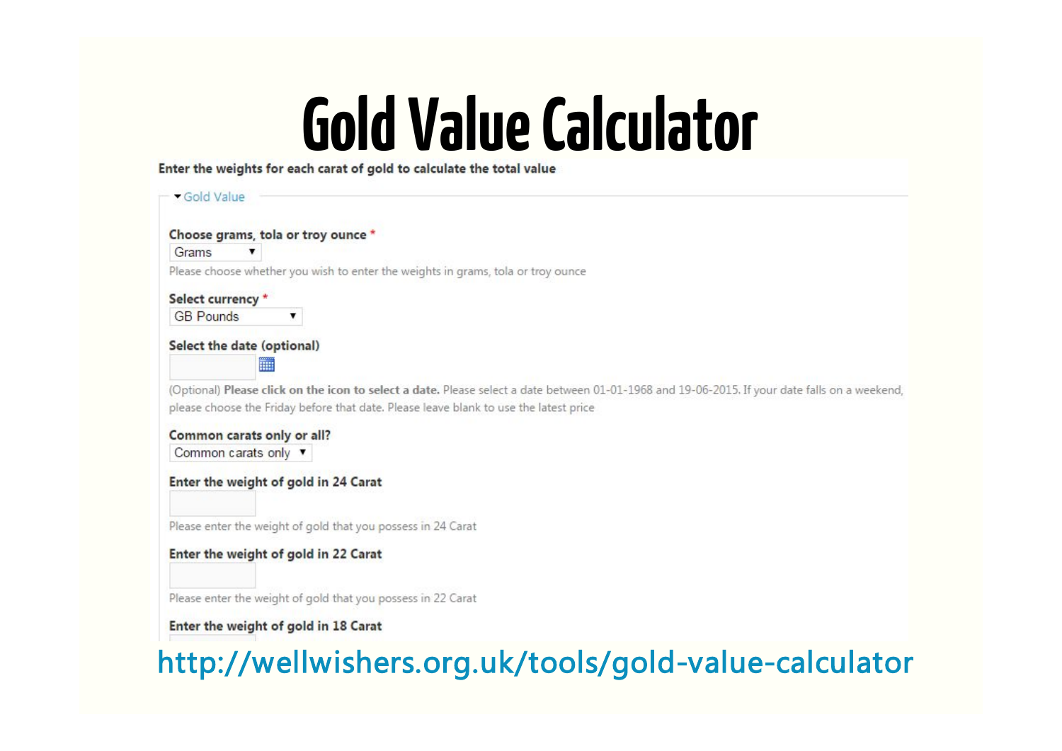# Gold Value Calculator

**Enter the weights for each carat of gold to calculate the total value**

▾ Gold Value

**Choose grams, tola or troy ounce** *

Grams ▼

Please choose whether you wish to enter the weights in grams, tola or troy ounce

**Select currency** *

GB Pounds ▼

**Select the date (optional)**

(Optional) **Please click on the icon to select a date.** Please select a date between 01-01-1968 and 19-06-2015. If your date falls on a weekend, please choose the Friday before that date. Please leave blank to use the latest price

**Common carats only or all?**

Common carats only ▼

**Enter the weight of gold in 24 Carat**

Please enter the weight of gold that you possess in 24 Carat

**Enter the weight of gold in 22 Carat**

Please enter the weight of gold that you possess in 22 Carat

**Enter the weight of gold in 18 Carat**

http://wellwishers.org.uk/tools/gold-value-calculator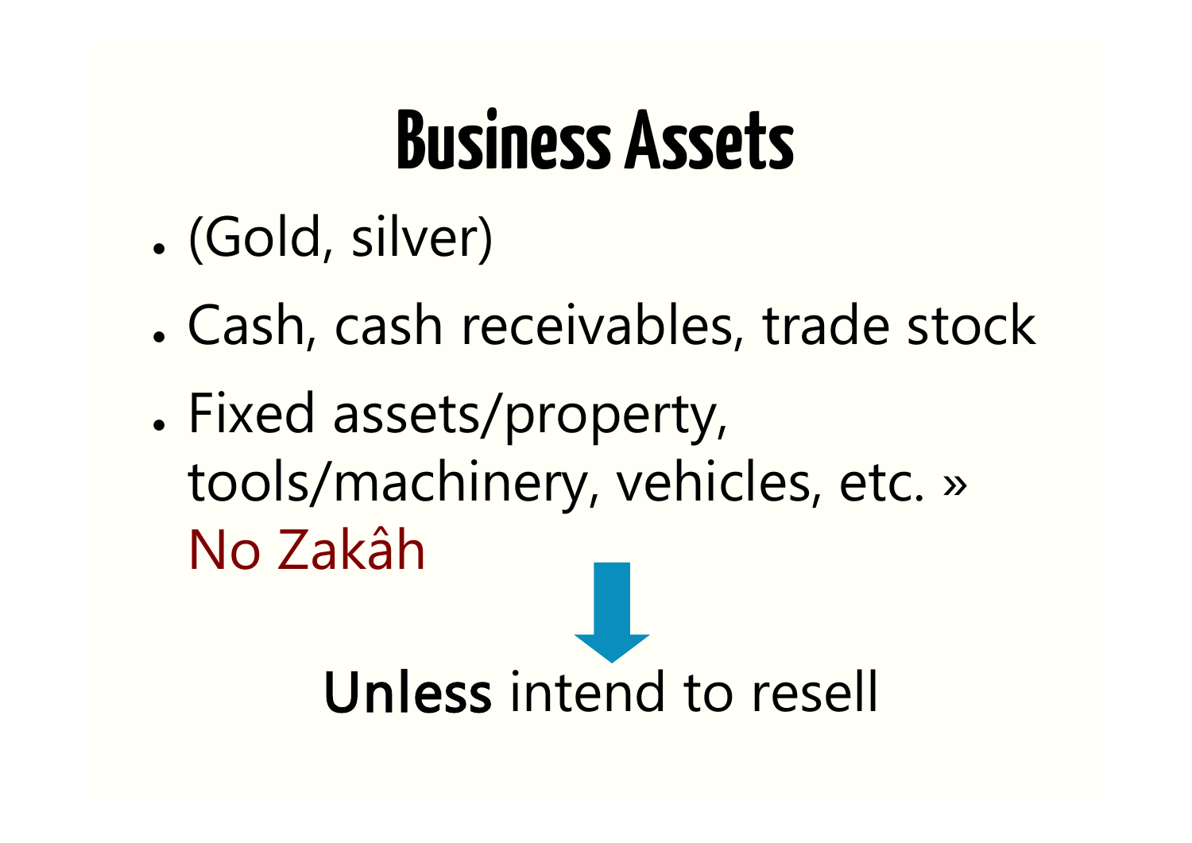# Business Assets

- (Gold, silver)
- Cash, cash receivables, trade stock
- Fixed assets/property, tools/machinery, vehicles, etc. » No Zakâh

**Unless** intend to resell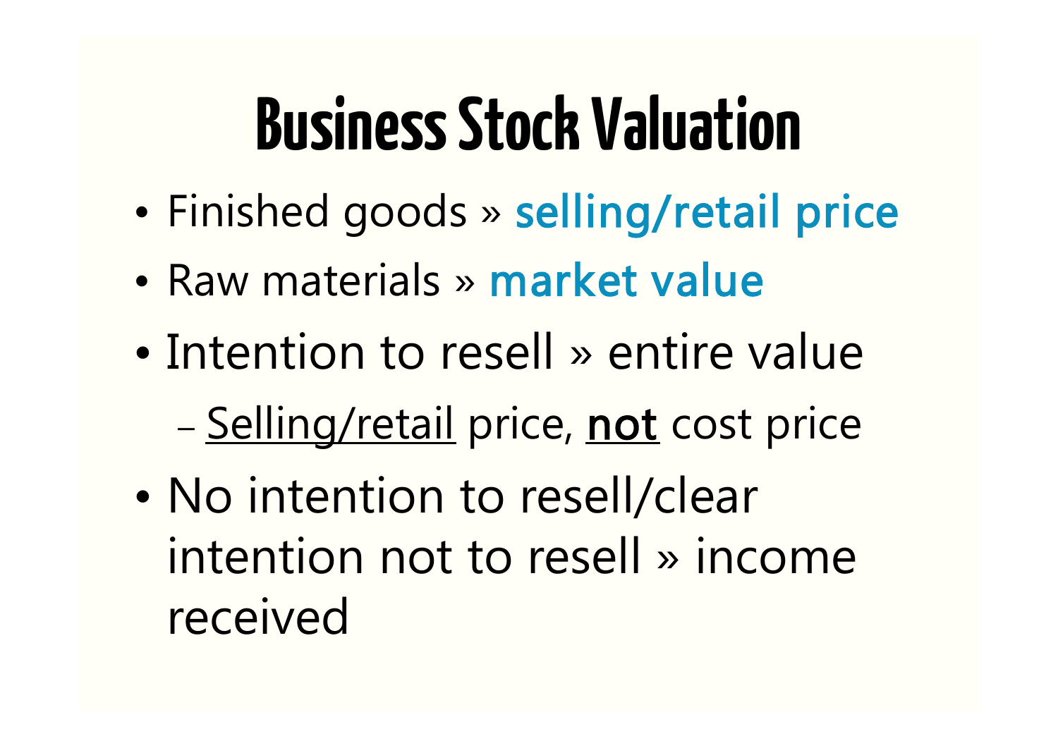# Business Stock Valuation

- Finished goods » **selling/retail price**
- Raw materials » **market value**
- Intention to resell » entire value
  - Selling/retail price, **not** cost price
- No intention to resell/clear intention not to resell » income received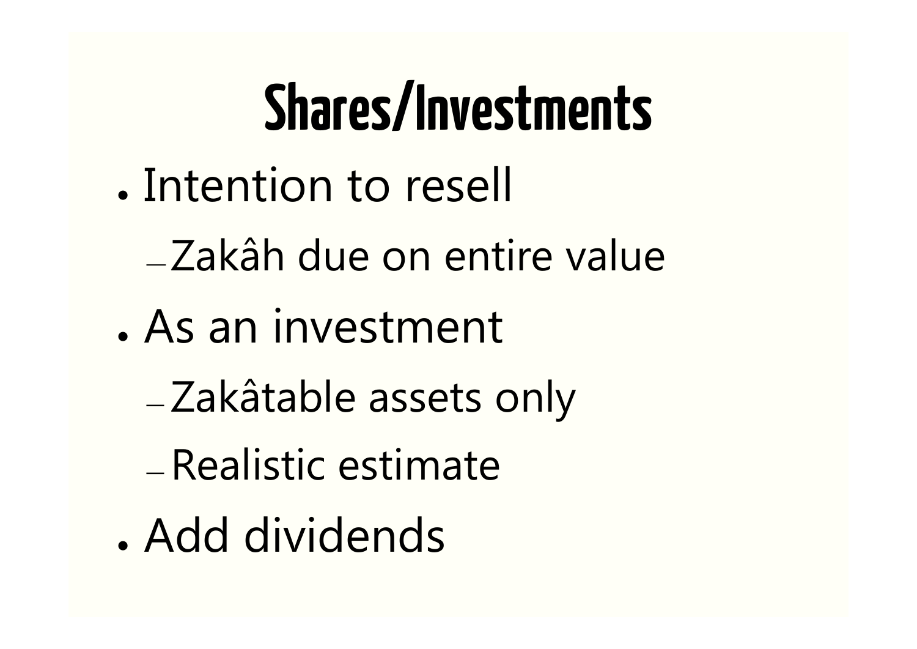# Shares/Investments

- Intention to resell
  - Zakâh due on entire value
- As an investment
  - Zakâtable assets only
  - Realistic estimate
- Add dividends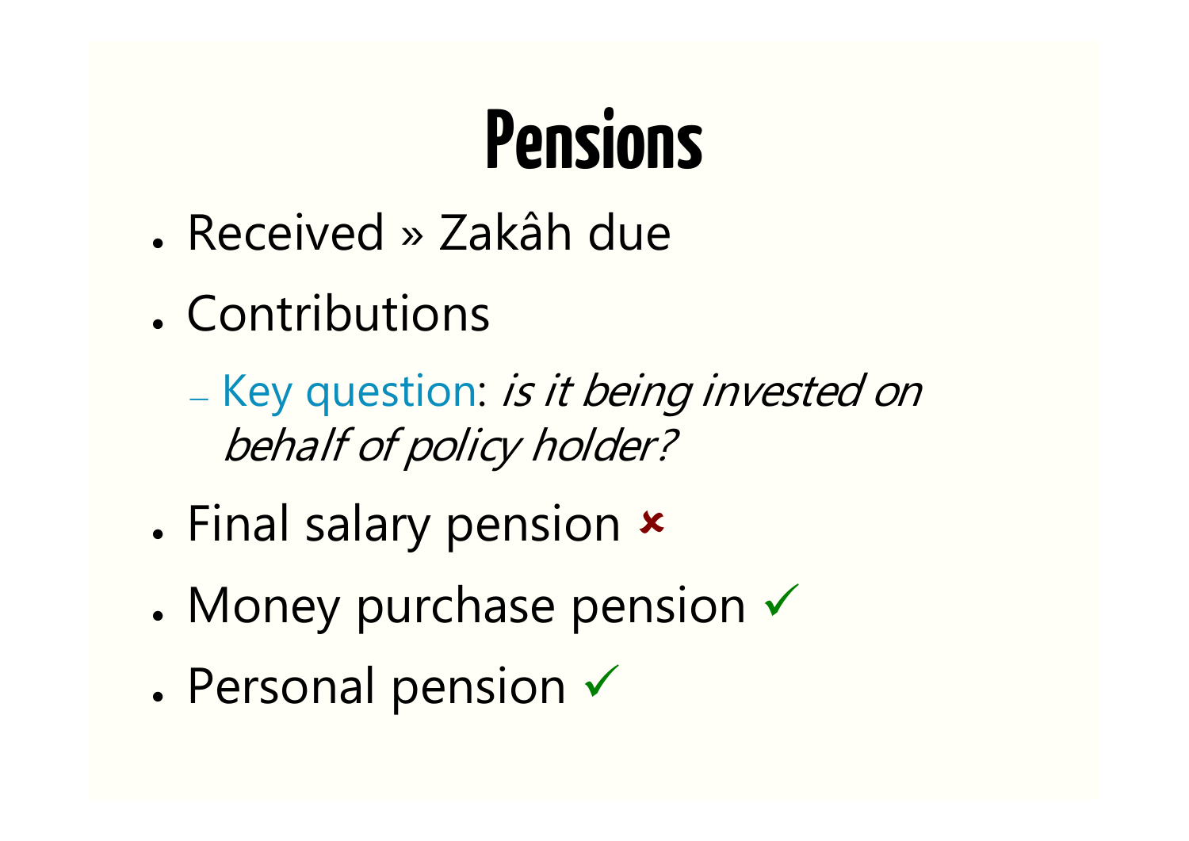# Pensions

- Received » Zakâh due
- Contributions
  - Key question: *is it being invested on behalf of policy holder?*
- Final salary pension ✘
- Money purchase pension ✓
- Personal pension ✓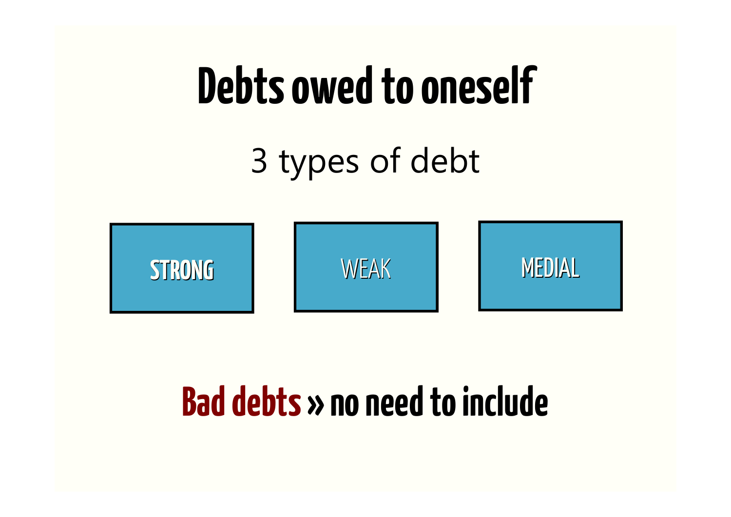# Debts owed to oneself

3 types of debt

**STRONG** | WEAK | MEDIAL

**Bad debts » no need to include**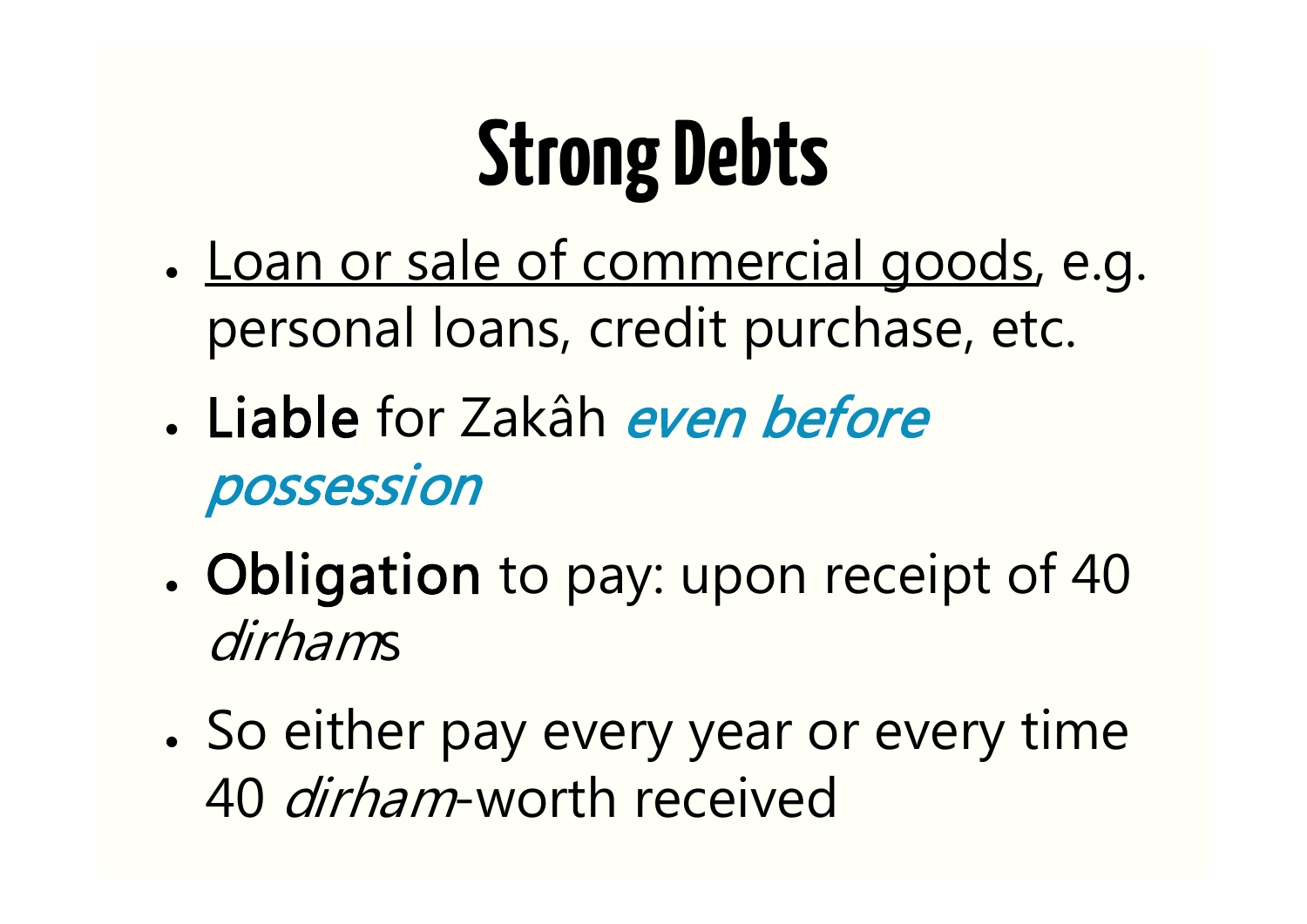# Strong Debts

- <u>Loan or sale of commercial goods</u>, e.g. personal loans, credit purchase, etc.
- **Liable** for Zakâh ***even before possession***
- **Obligation** to pay: upon receipt of 40 *dirham*s
- So either pay every year or every time 40 *dirham*-worth received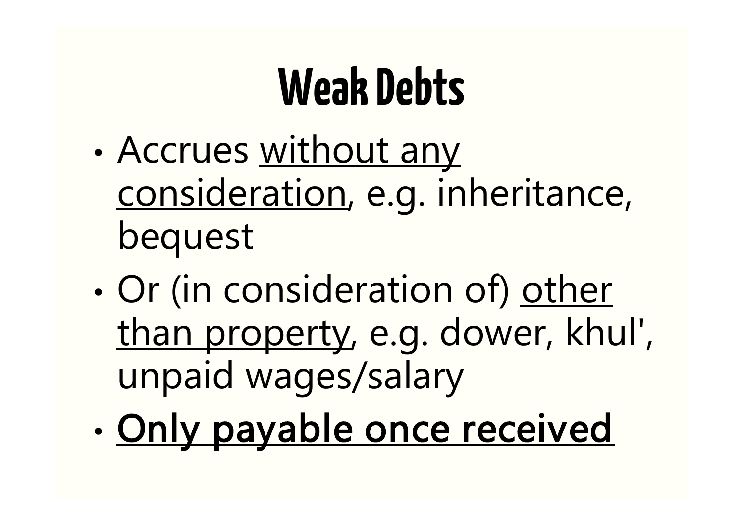# Weak Debts

- Accrues <u>without any consideration</u>, e.g. inheritance, bequest
- Or (in consideration of) <u>other than property</u>, e.g. dower, khul', unpaid wages/salary
- **<u>Only payable once received</u>**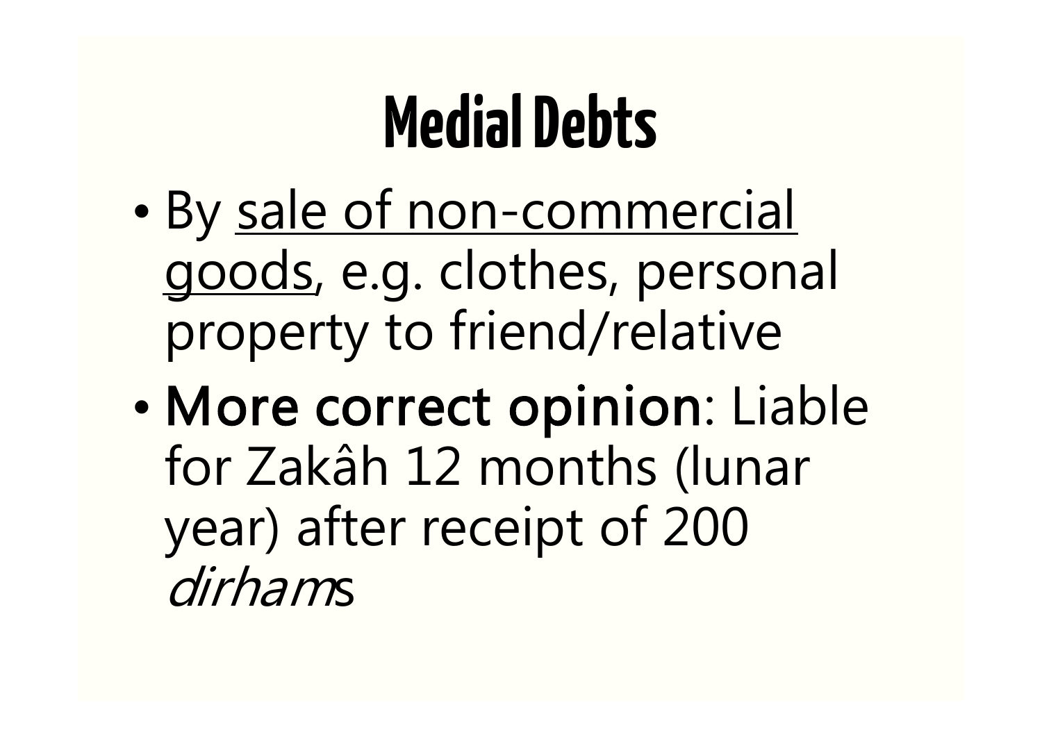# Medial Debts

- By <u>sale of non-commercial goods</u>, e.g. clothes, personal property to friend/relative
- **More correct opinion**: Liable for Zakâh 12 months (lunar year) after receipt of 200 *dirham*s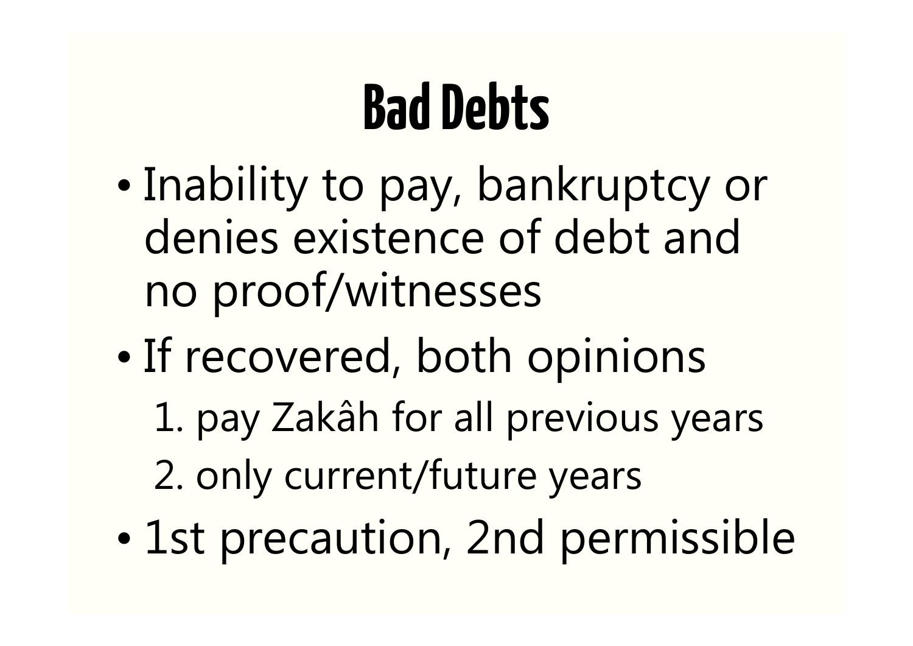# Bad Debts

- Inability to pay, bankruptcy or denies existence of debt and no proof/witnesses
- If recovered, both opinions
  1. pay Zakâh for all previous years
  2. only current/future years
- 1st precaution, 2nd permissible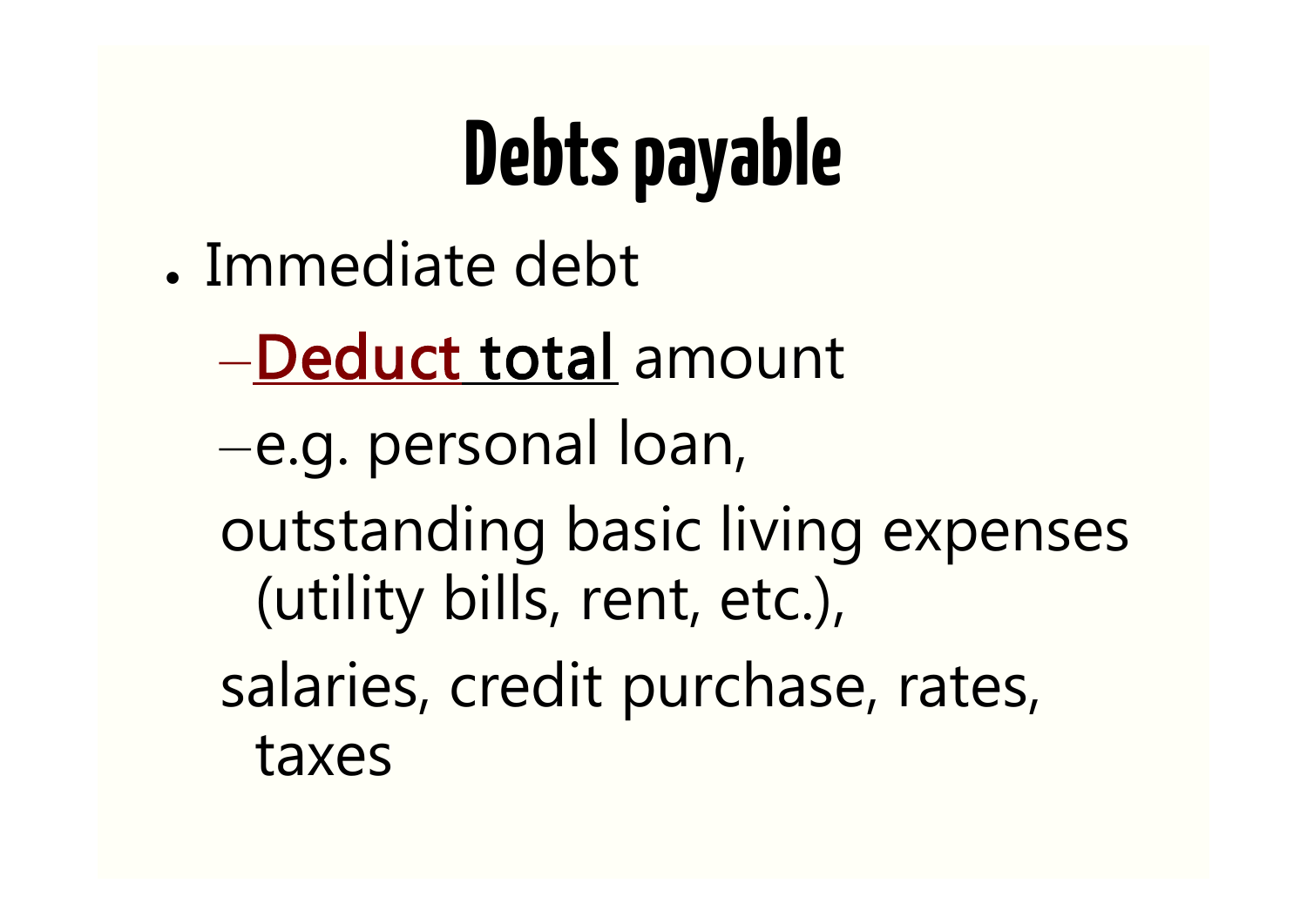# Debts payable

- Immediate debt
  - **Deduct total** amount
  - e.g. personal loan,

    outstanding basic living expenses (utility bills, rent, etc.),

    salaries, credit purchase, rates, taxes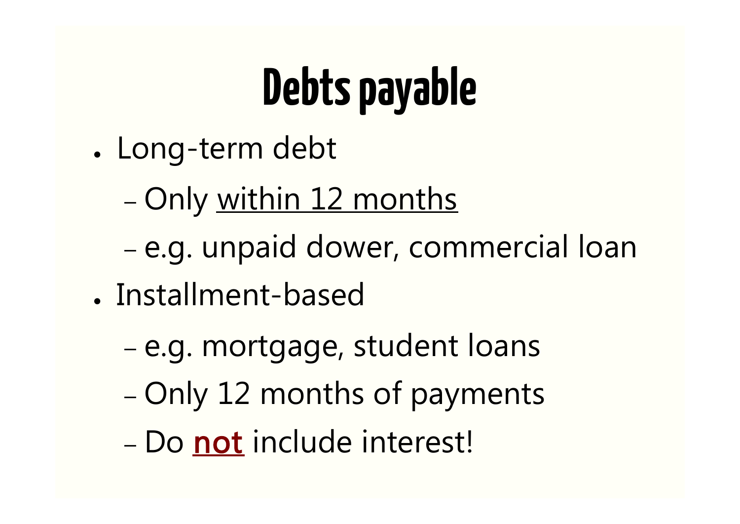# Debts payable

- Long-term debt
  - Only <u>within 12 months</u>
  - e.g. unpaid dower, commercial loan
- Installment-based
  - e.g. mortgage, student loans
  - Only 12 months of payments
  - Do **<u>not</u>** include interest!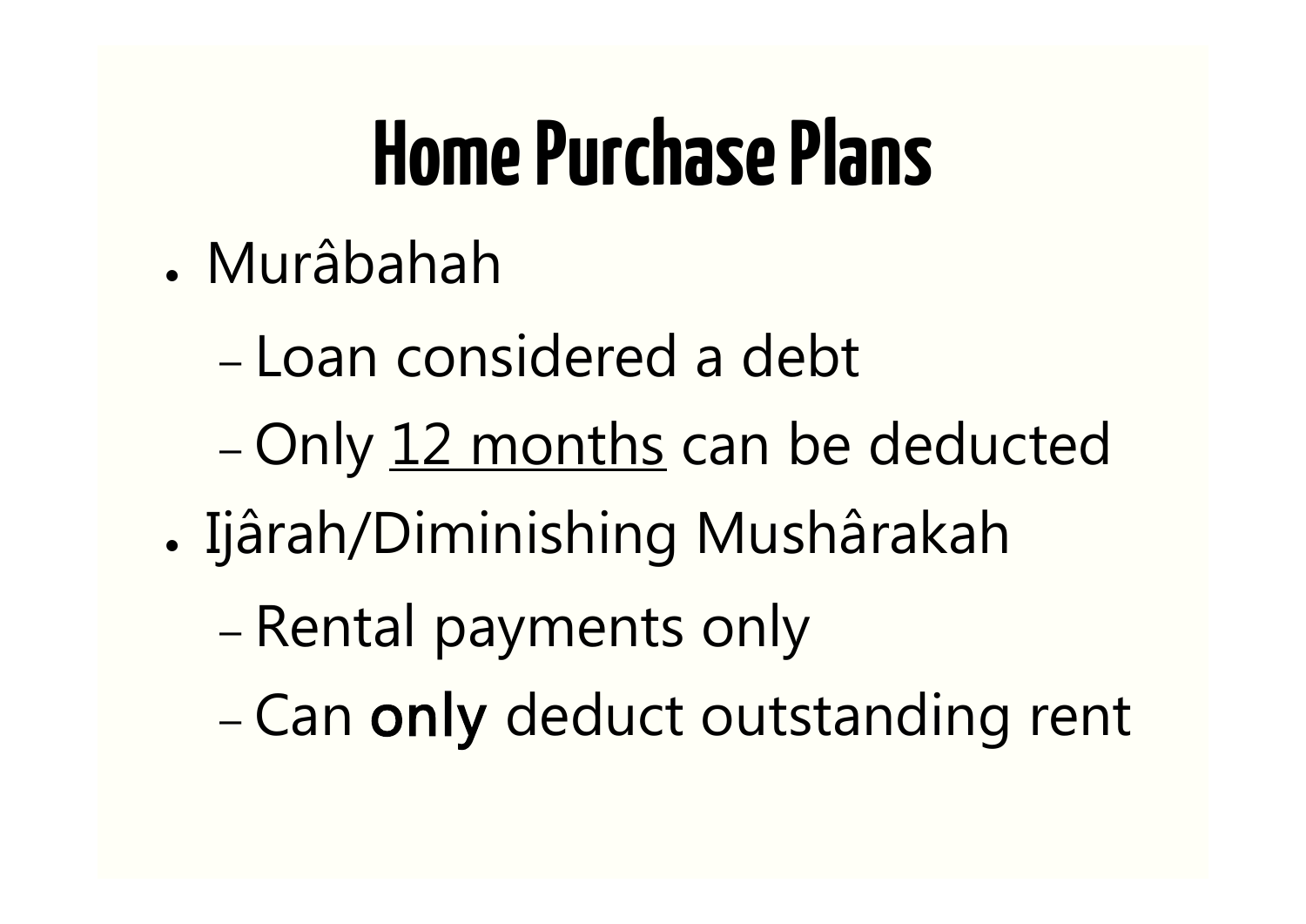# Home Purchase Plans

- Murâbahah
  - Loan considered a debt
  - Only <u>12 months</u> can be deducted
- Ijârah/Diminishing Mushârakah
  - Rental payments only
  - Can **only** deduct outstanding rent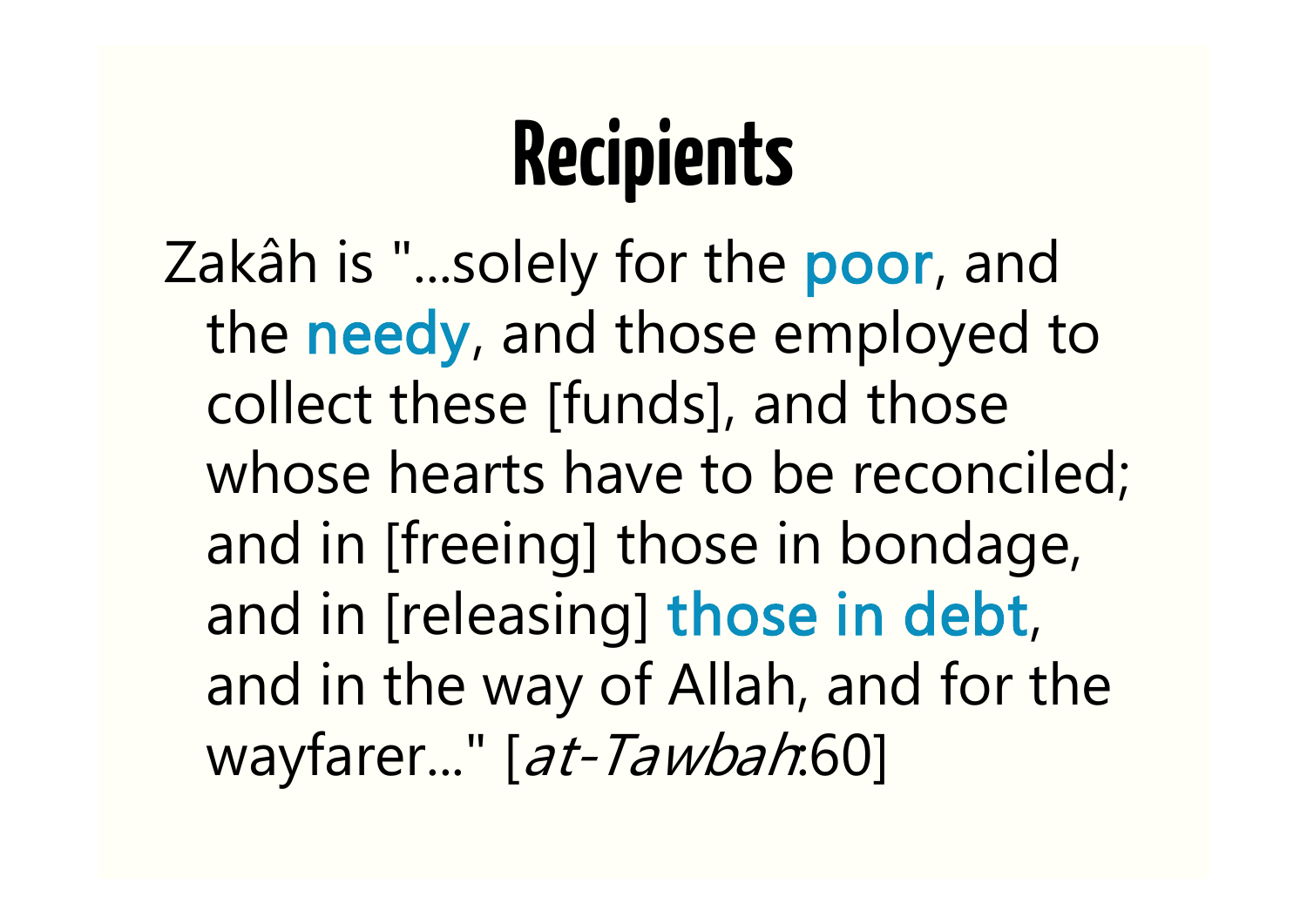# Recipients

Zakâh is "...solely for the **poor**, and the **needy**, and those employed to collect these [funds], and those whose hearts have to be reconciled; and in [freeing] those in bondage, and in [releasing] **those in debt**, and in the way of Allah, and for the wayfarer..." [*at-Tawbah*:60]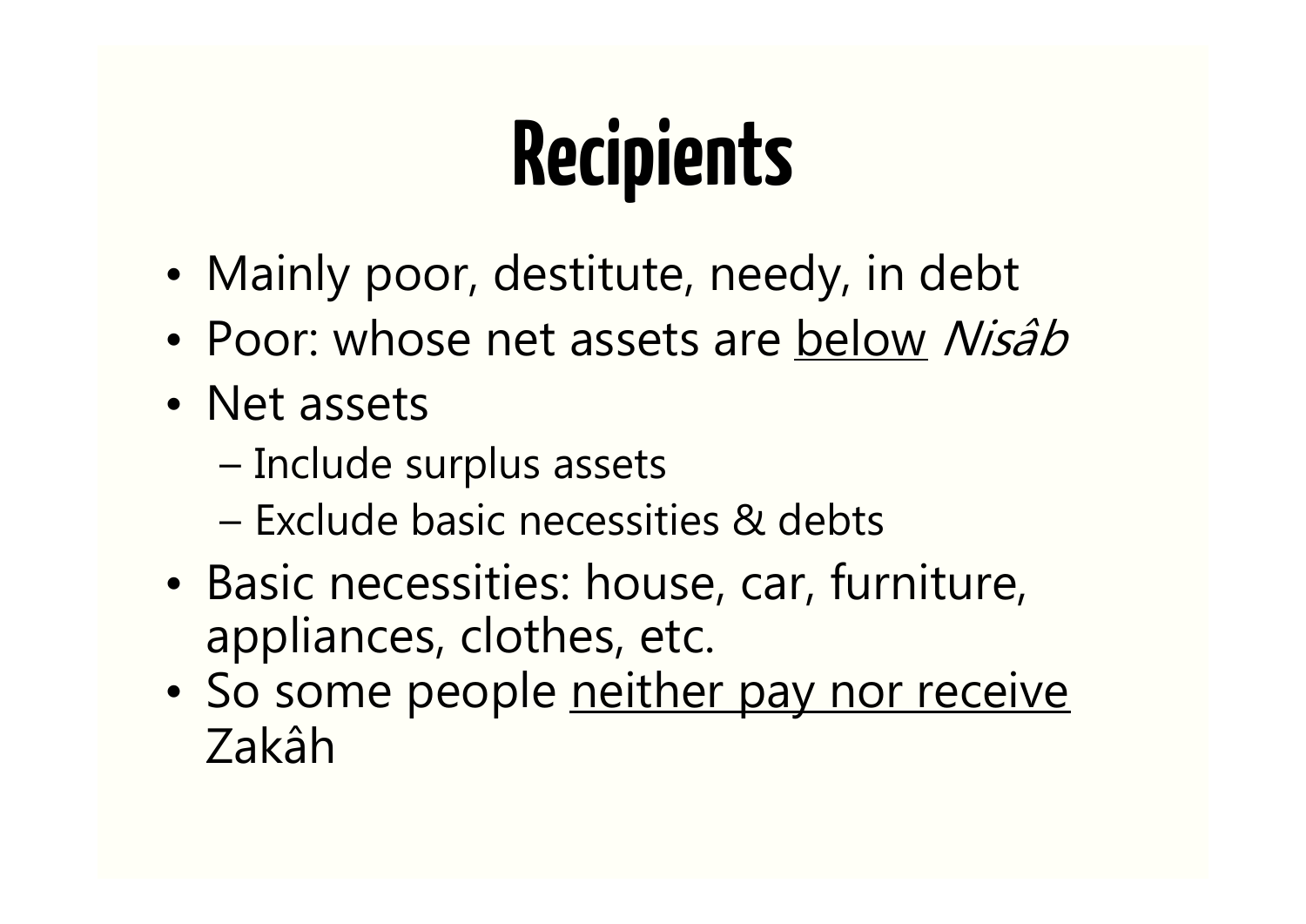# Recipients

- Mainly poor, destitute, needy, in debt
- Poor: whose net assets are <u>below</u> *Nisâb*
- Net assets
  - Include surplus assets
  - Exclude basic necessities & debts
- Basic necessities: house, car, furniture, appliances, clothes, etc.
- So some people <u>neither pay nor receive</u> Zakâh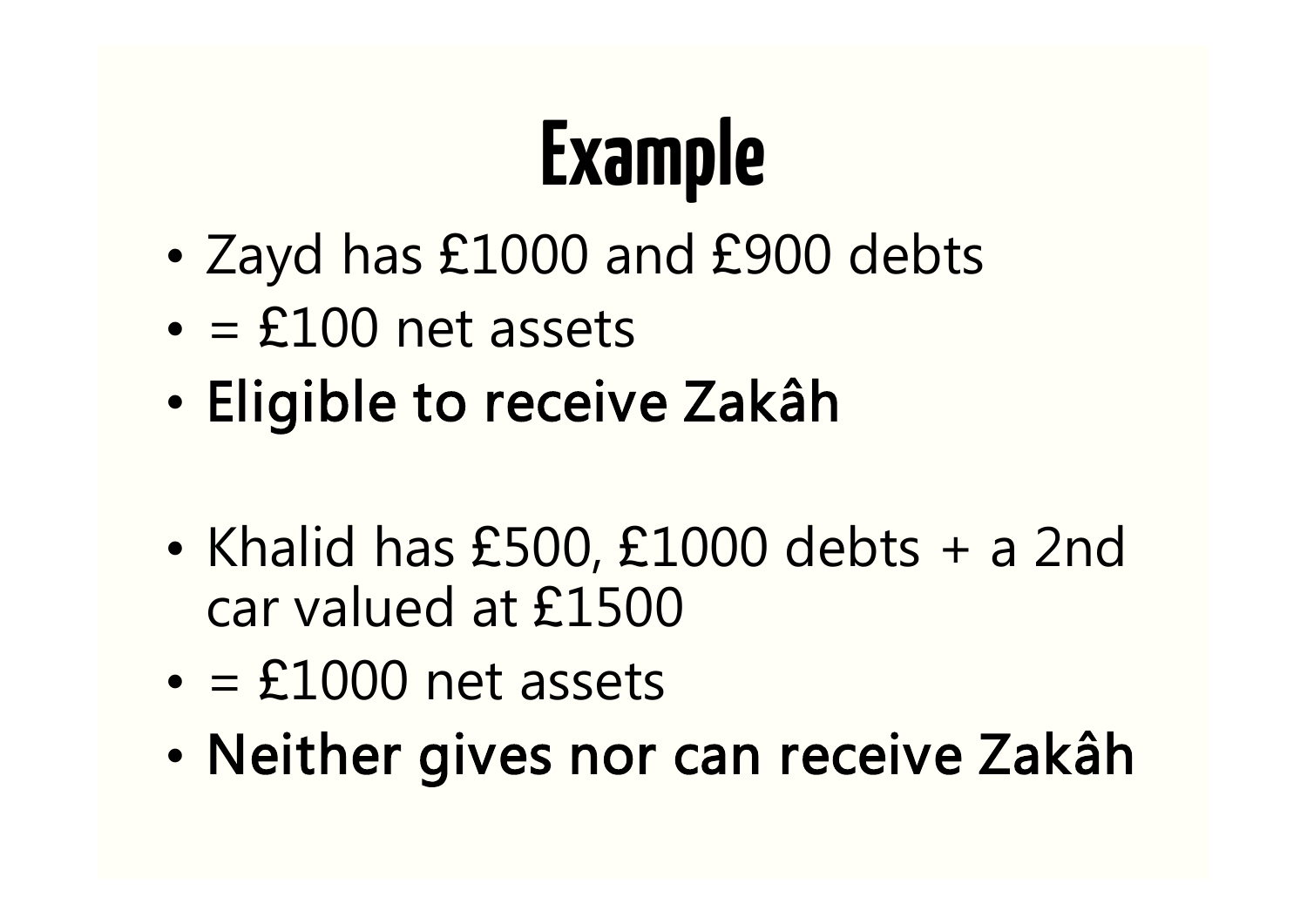# Example

- Zayd has £1000 and £900 debts
- = £100 net assets
- **Eligible to receive Zakâh**

- Khalid has £500, £1000 debts + a 2nd car valued at £1500
- = £1000 net assets
- **Neither gives nor can receive Zakâh**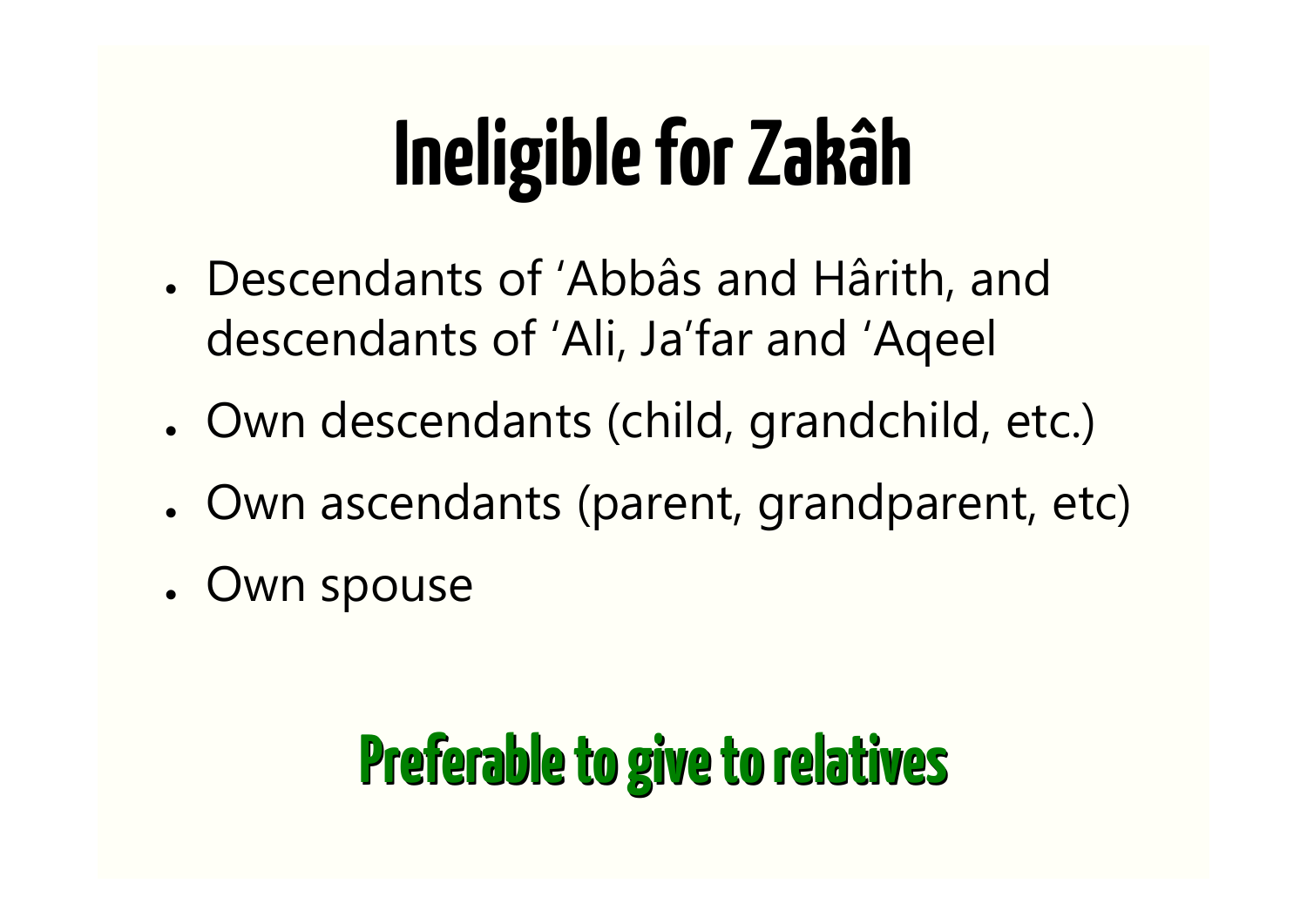# Ineligible for Zakâh

- Descendants of 'Abbâs and Hârith, and descendants of 'Ali, Ja'far and 'Aqeel
- Own descendants (child, grandchild, etc.)
- Own ascendants (parent, grandparent, etc)
- Own spouse

**Preferable to give to relatives**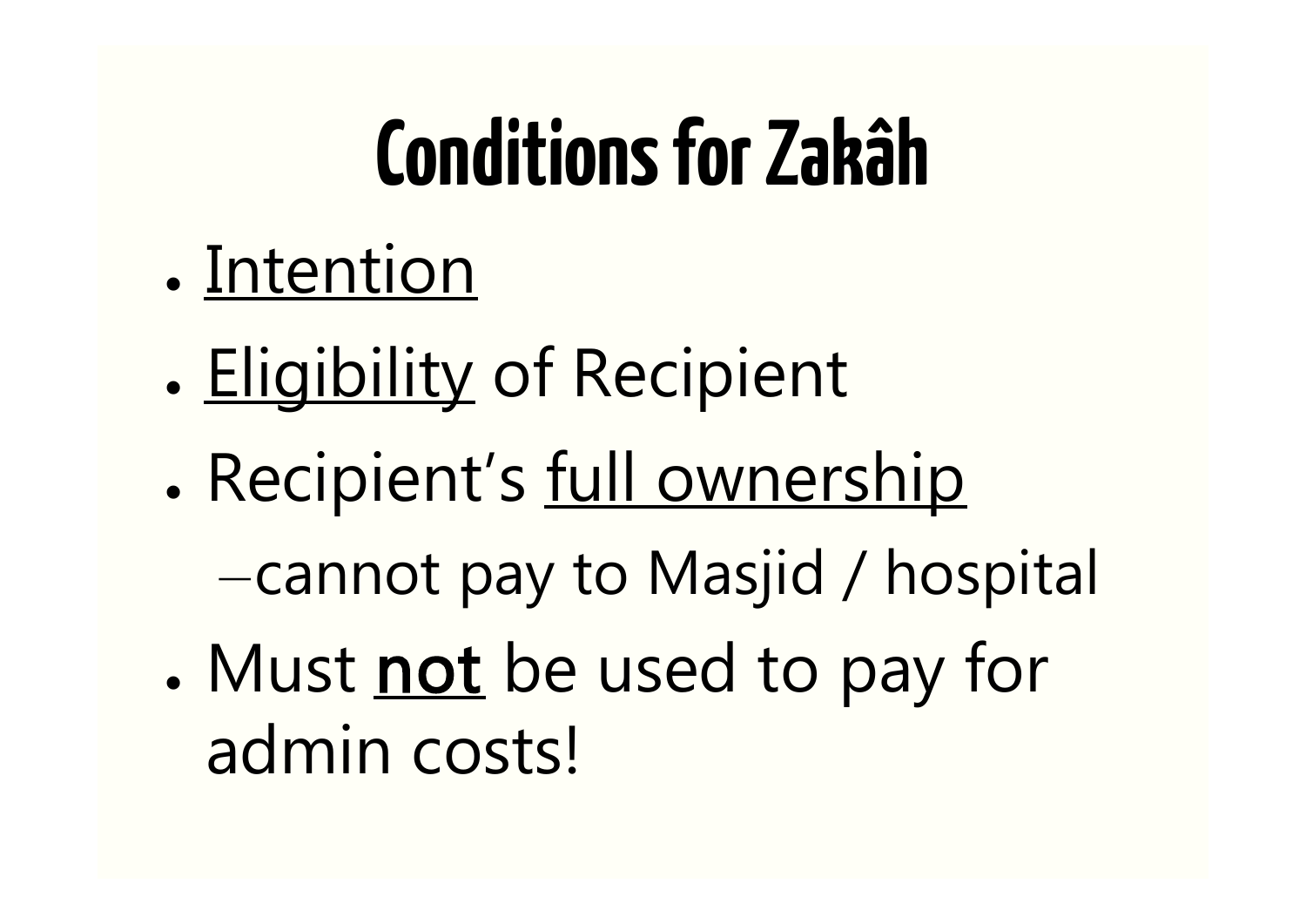# Conditions for Zakâh

- Intention
- Eligibility of Recipient
- Recipient's full ownership
  - cannot pay to Masjid / hospital
- Must **not** be used to pay for admin costs!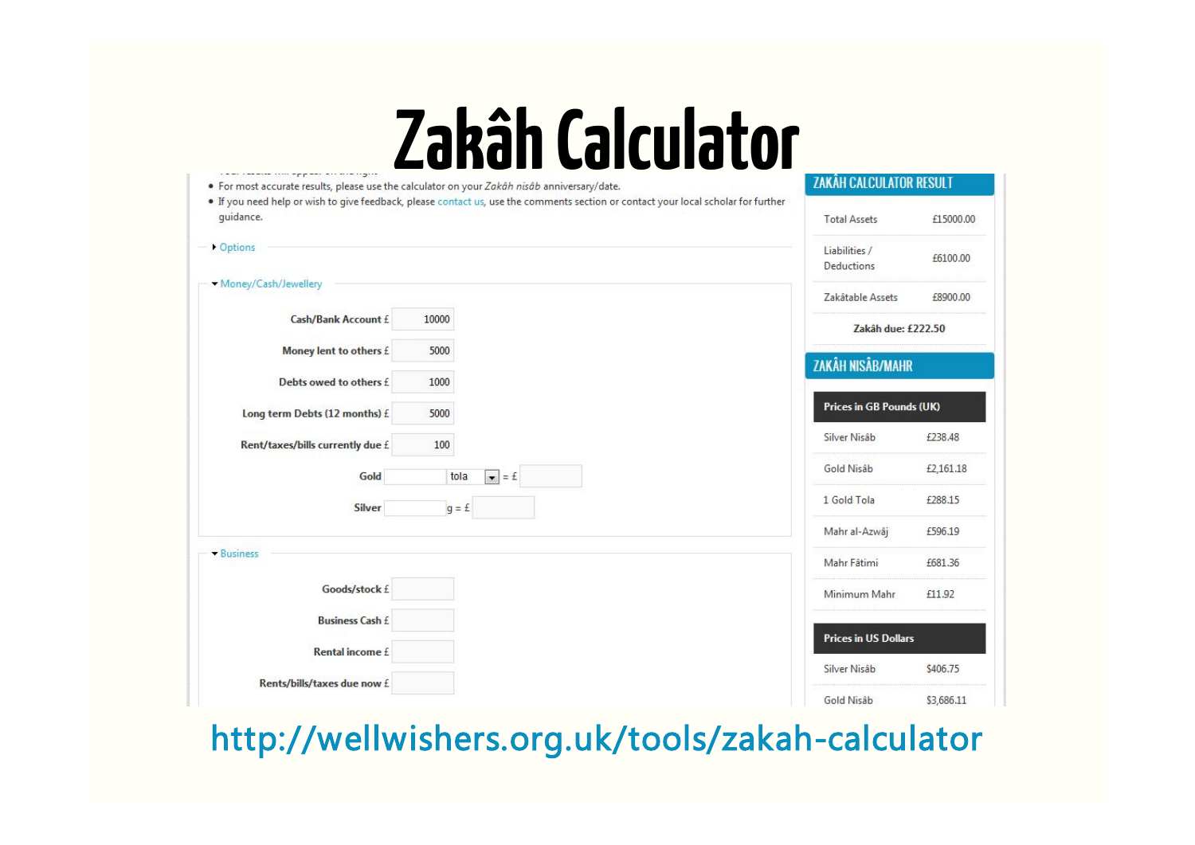# Zakâh Calculator

- For most accurate results, please use the calculator on your *Zakâh nisâb* anniversary/date.
- If you need help or wish to give feedback, please contact us, use the comments section or contact your local scholar for further guidance.

▸ Options

▾ Money/Cash/Jewellery

| Field | Value |
|---|---|
| Cash/Bank Account £ | 10000 |
| Money lent to others £ | 5000 |
| Debts owed to others £ | 1000 |
| Long term Debts (12 months) £ | 5000 |
| Rent/taxes/bills currently due £ | 100 |
| Gold | tola = £ |
| Silver | g = £ |

▾ Business

| Field | Value |
|---|---|
| Goods/stock £ | |
| Business Cash £ | |
| Rental income £ | |
| Rents/bills/taxes due now £ | |

## ZAKÂH CALCULATOR RESULT

| | |
|---|---|
| Total Assets | £15000.00 |
| Liabilities / Deductions | £6100.00 |
| Zakâtable Assets | £8900.00 |

**Zakâh due: £222.50**

## ZAKÂH NISÂB/MAHR

| Prices in GB Pounds (UK) | |
|---|---|
| Silver Nisâb | £238.48 |
| Gold Nisâb | £2,161.18 |
| 1 Gold Tola | £288.15 |
| Mahr al-Azwâj | £596.19 |
| Mahr Fâtimi | £681.36 |
| Minimum Mahr | £11.92 |

| Prices in US Dollars | |
|---|---|
| Silver Nisâb | $406.75 |
| Gold Nisâb | $3,686.11 |

http://wellwishers.org.uk/tools/zakah-calculator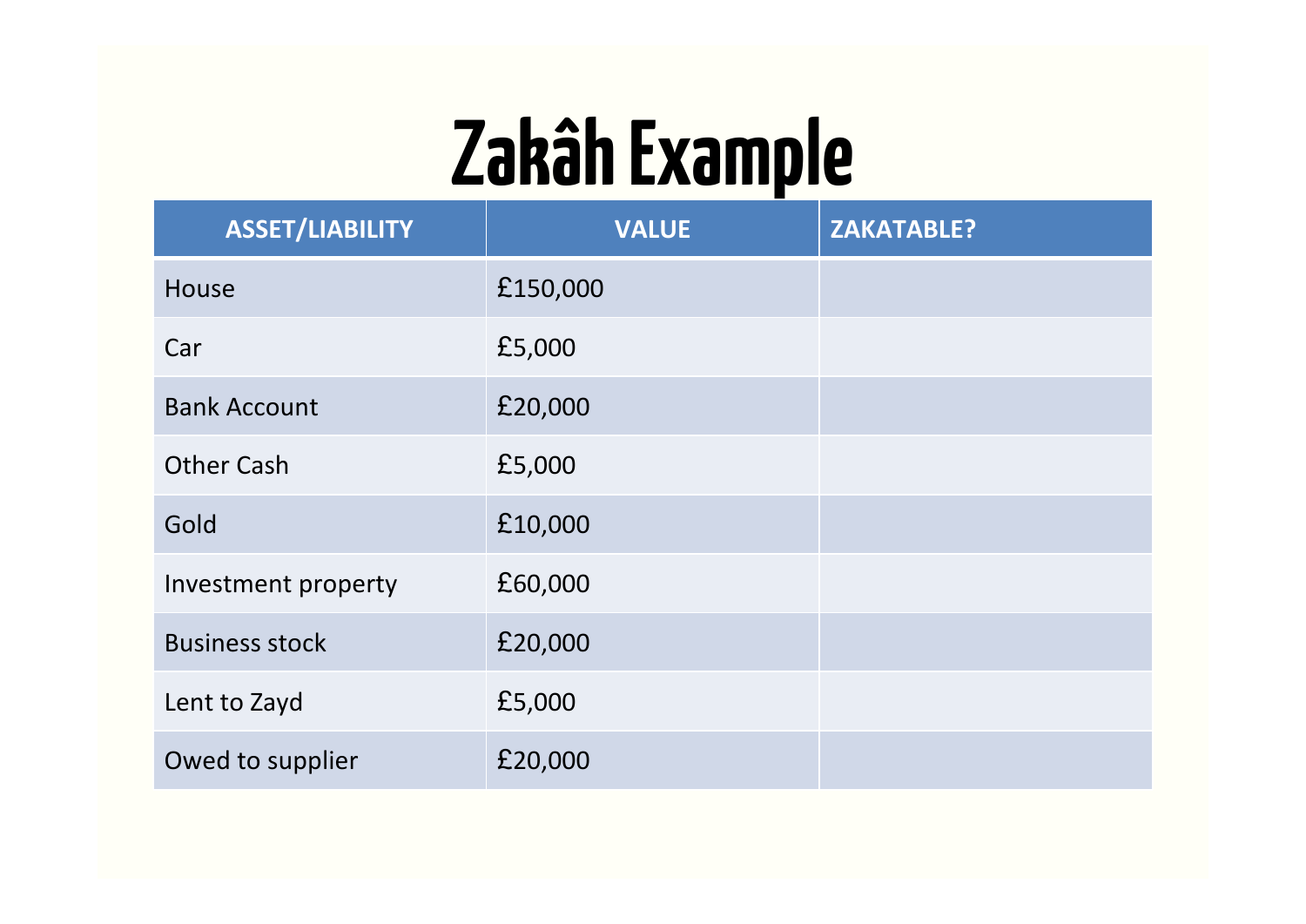# Zakâh Example

| ASSET/LIABILITY | VALUE | ZAKATABLE? |
| --- | --- | --- |
| House | £150,000 | |
| Car | £5,000 | |
| Bank Account | £20,000 | |
| Other Cash | £5,000 | |
| Gold | £10,000 | |
| Investment property | £60,000 | |
| Business stock | £20,000 | |
| Lent to Zayd | £5,000 | |
| Owed to supplier | £20,000 | |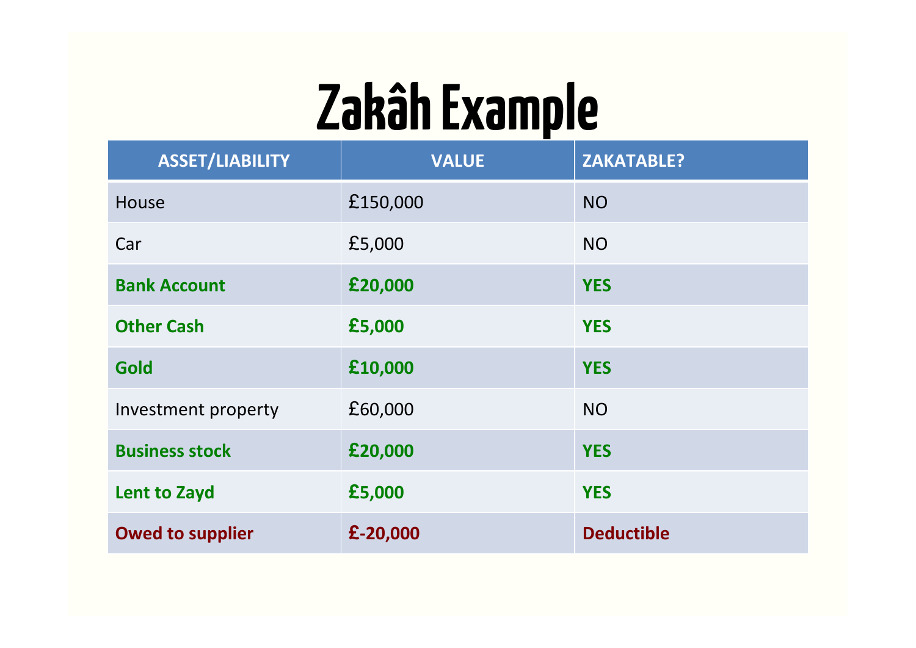# Zakâh Example

| ASSET/LIABILITY | VALUE | ZAKATABLE? |
|---|---|---|
| House | £150,000 | NO |
| Car | £5,000 | NO |
| **Bank Account** | **£20,000** | **YES** |
| **Other Cash** | **£5,000** | **YES** |
| **Gold** | **£10,000** | **YES** |
| Investment property | £60,000 | NO |
| **Business stock** | **£20,000** | **YES** |
| **Lent to Zayd** | **£5,000** | **YES** |
| **Owed to supplier** | **£-20,000** | **Deductible** |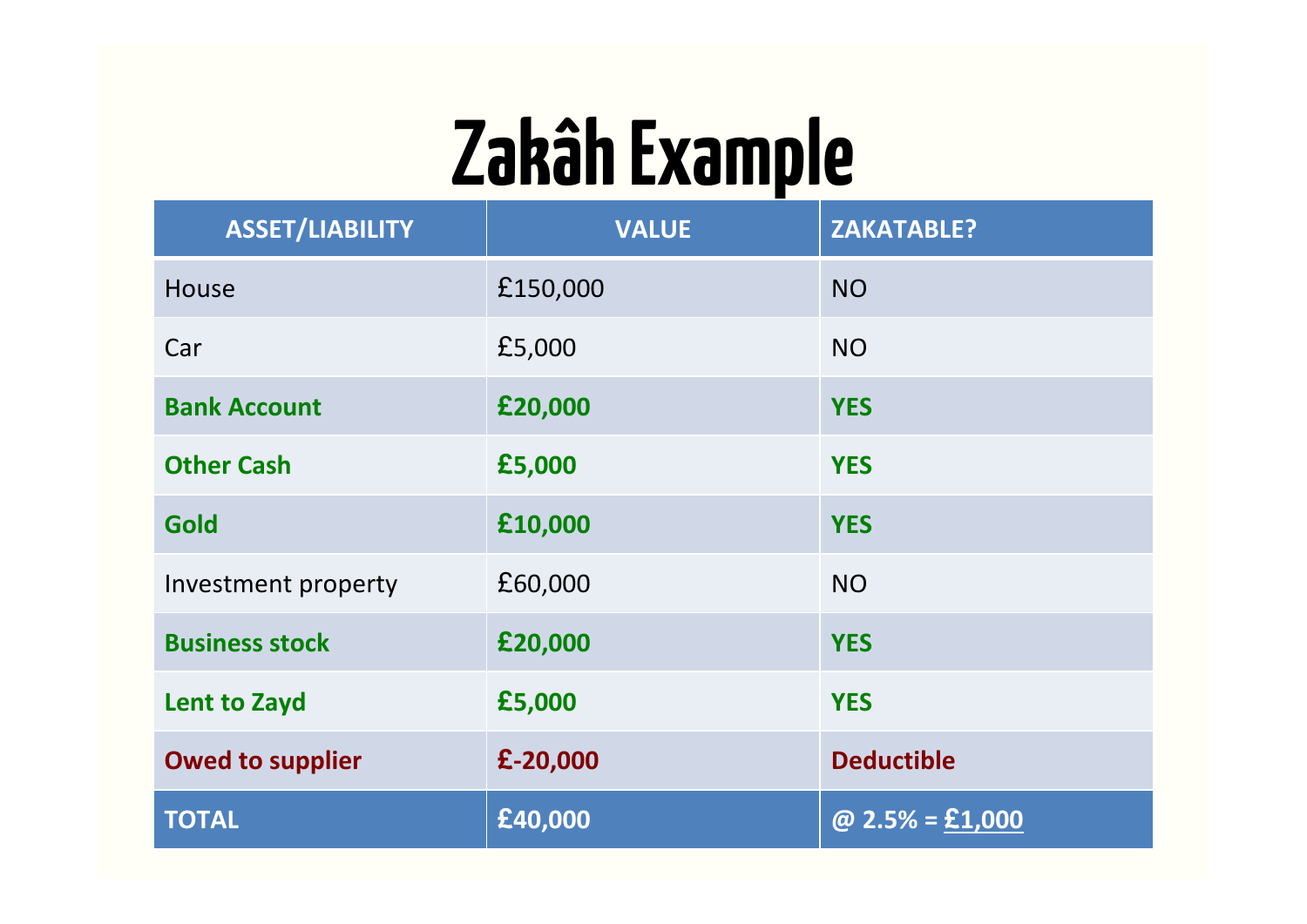# Zakâh Example

| ASSET/LIABILITY | VALUE | ZAKATABLE? |
| --- | --- | --- |
| House | £150,000 | NO |
| Car | £5,000 | NO |
| **Bank Account** | **£20,000** | **YES** |
| **Other Cash** | **£5,000** | **YES** |
| **Gold** | **£10,000** | **YES** |
| Investment property | £60,000 | NO |
| **Business stock** | **£20,000** | **YES** |
| **Lent to Zayd** | **£5,000** | **YES** |
| **Owed to supplier** | **£-20,000** | **Deductible** |
| **TOTAL** | **£40,000** | **@ 2.5% = £1,000** |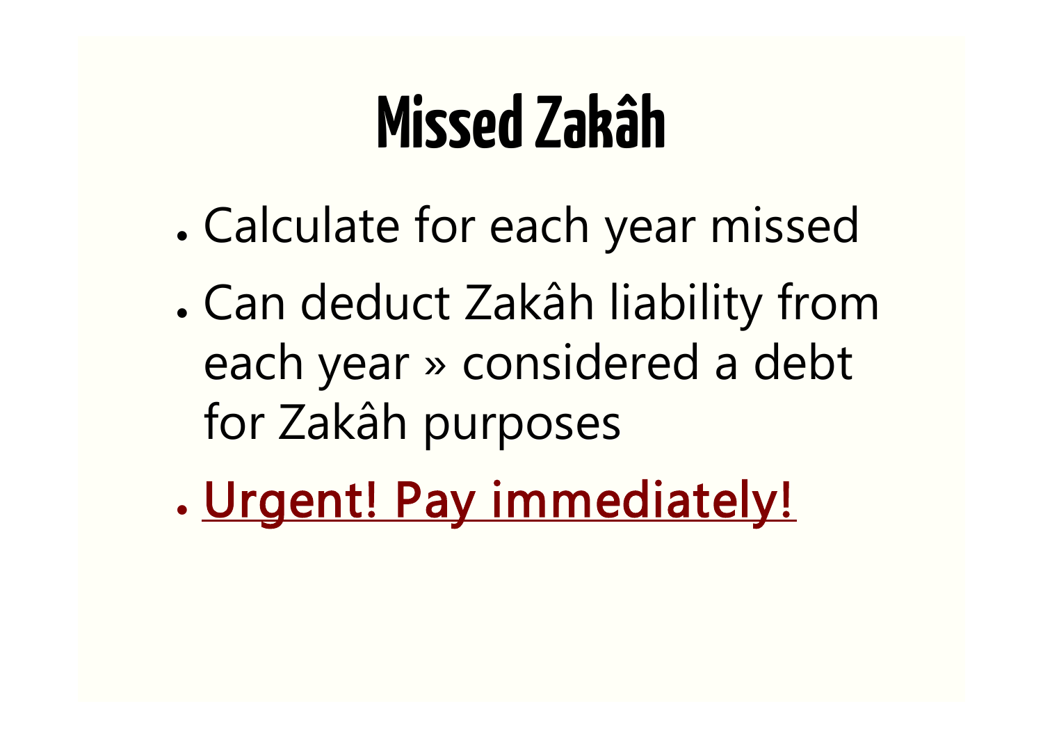# Missed Zakâh

- Calculate for each year missed
- Can deduct Zakâh liability from each year » considered a debt for Zakâh purposes
- <u>Urgent! Pay immediately!</u>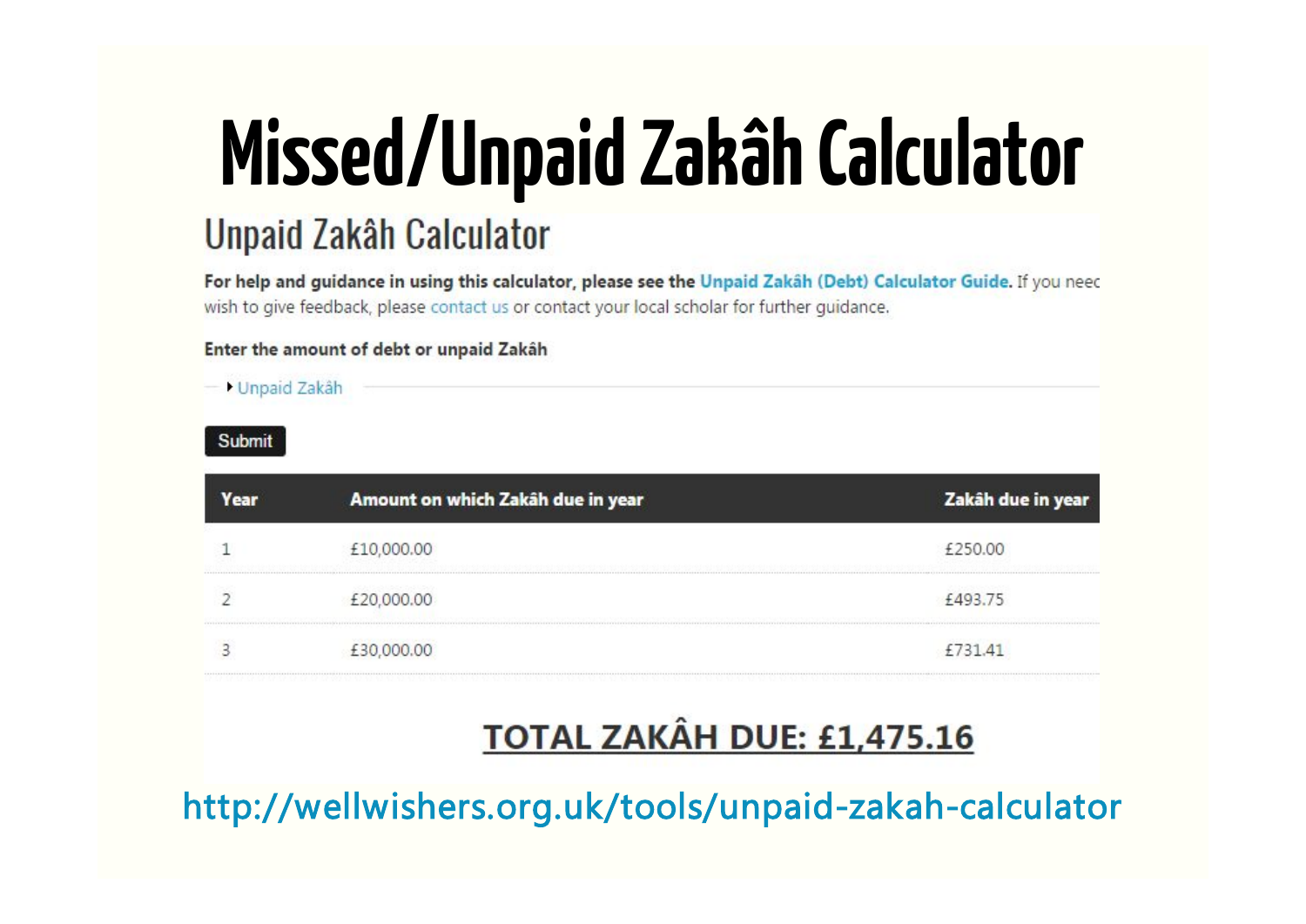# Missed/Unpaid Zakâh Calculator

## Unpaid Zakâh Calculator

**For help and guidance in using this calculator, please see the Unpaid Zakâh (Debt) Calculator Guide.** If you neec wish to give feedback, please contact us or contact your local scholar for further guidance.

**Enter the amount of debt or unpaid Zakâh**

▸ Unpaid Zakâh

Submit

| Year | Amount on which Zakâh due in year | Zakâh due in year |
|---|---|---|
| 1 | £10,000.00 | £250.00 |
| 2 | £20,000.00 | £493.75 |
| 3 | £30,000.00 | £731.41 |

**TOTAL ZAKÂH DUE: £1,475.16**

http://wellwishers.org.uk/tools/unpaid-zakah-calculator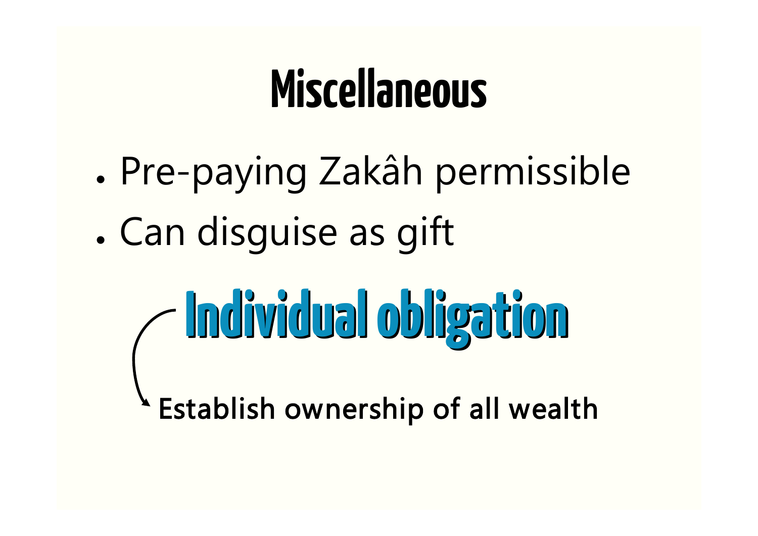# Miscellaneous

- Pre-paying Zakâh permissible
- Can disguise as gift

## Individual obligation

Establish ownership of all wealth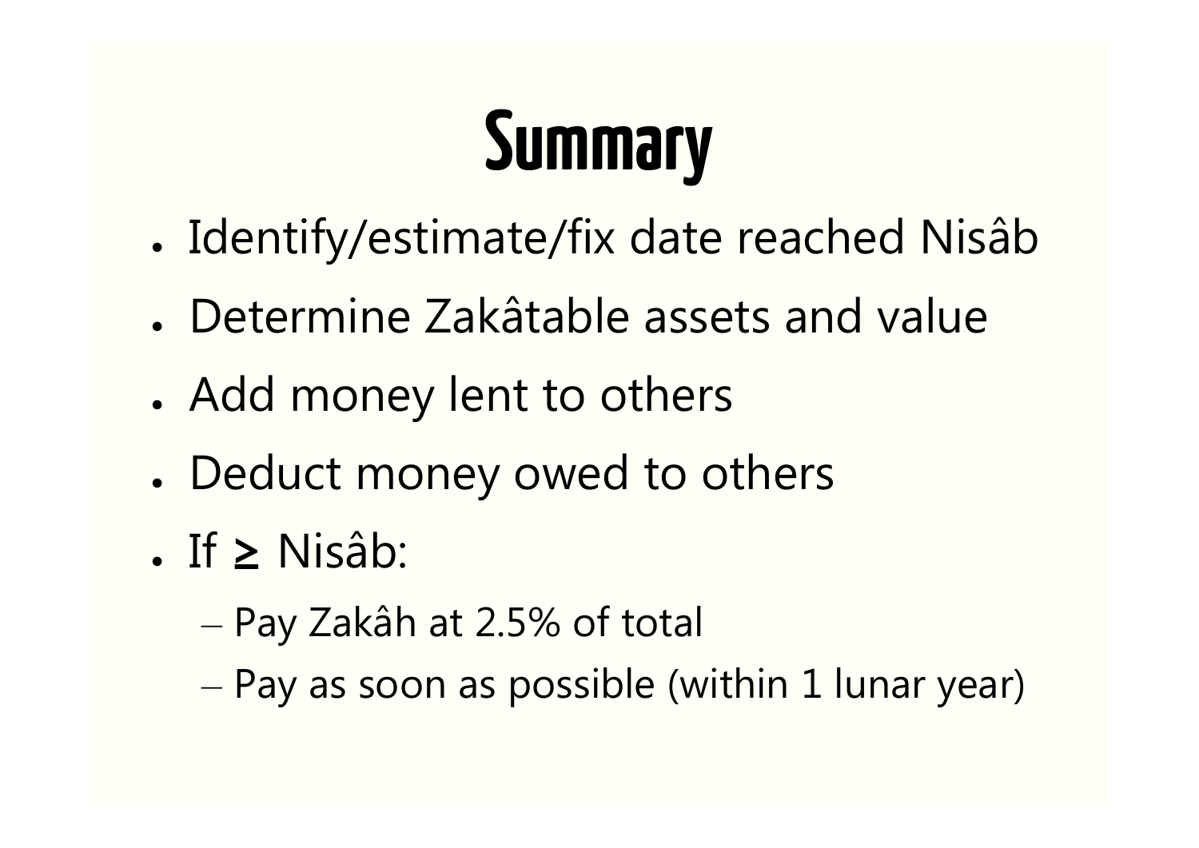# Summary

- Identify/estimate/fix date reached Nisâb
- Determine Zakâtable assets and value
- Add money lent to others
- Deduct money owed to others
- If ≥ Nisâb:
  - Pay Zakâh at 2.5% of total
  - Pay as soon as possible (within 1 lunar year)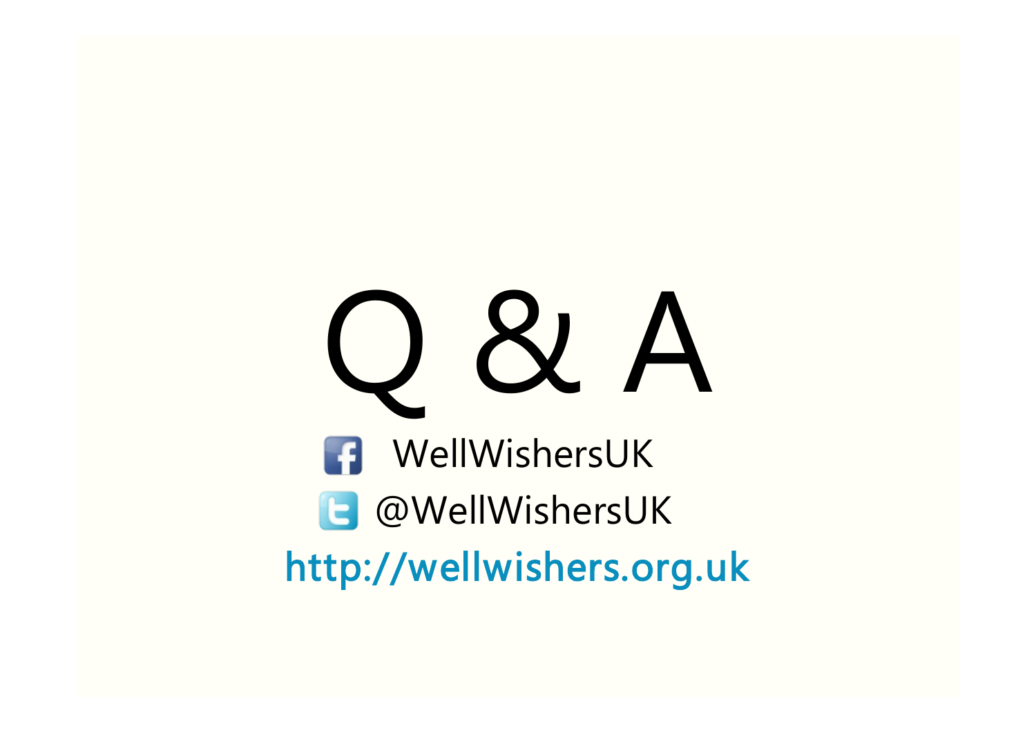# Q & A

WellWishersUK

@WellWishersUK

http://wellwishers.org.uk